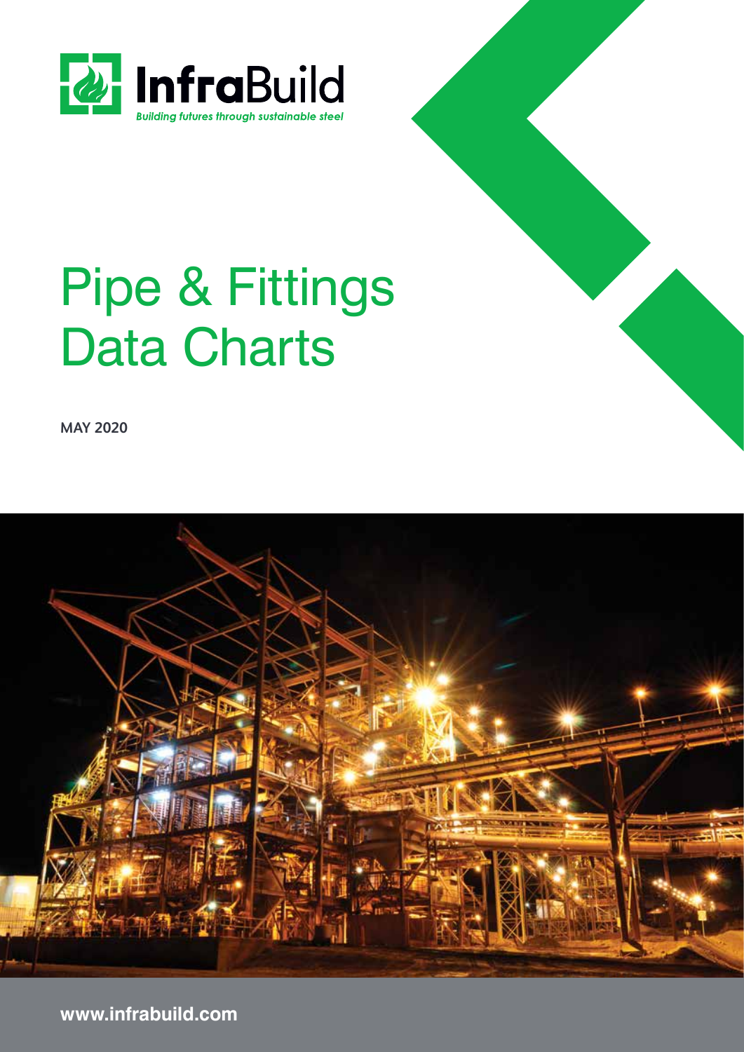InfraBuild

*Building futures through sustainable steel*

# Pipe & Fittings Data Charts

**MAY 2020**

**www.infrabuild.com**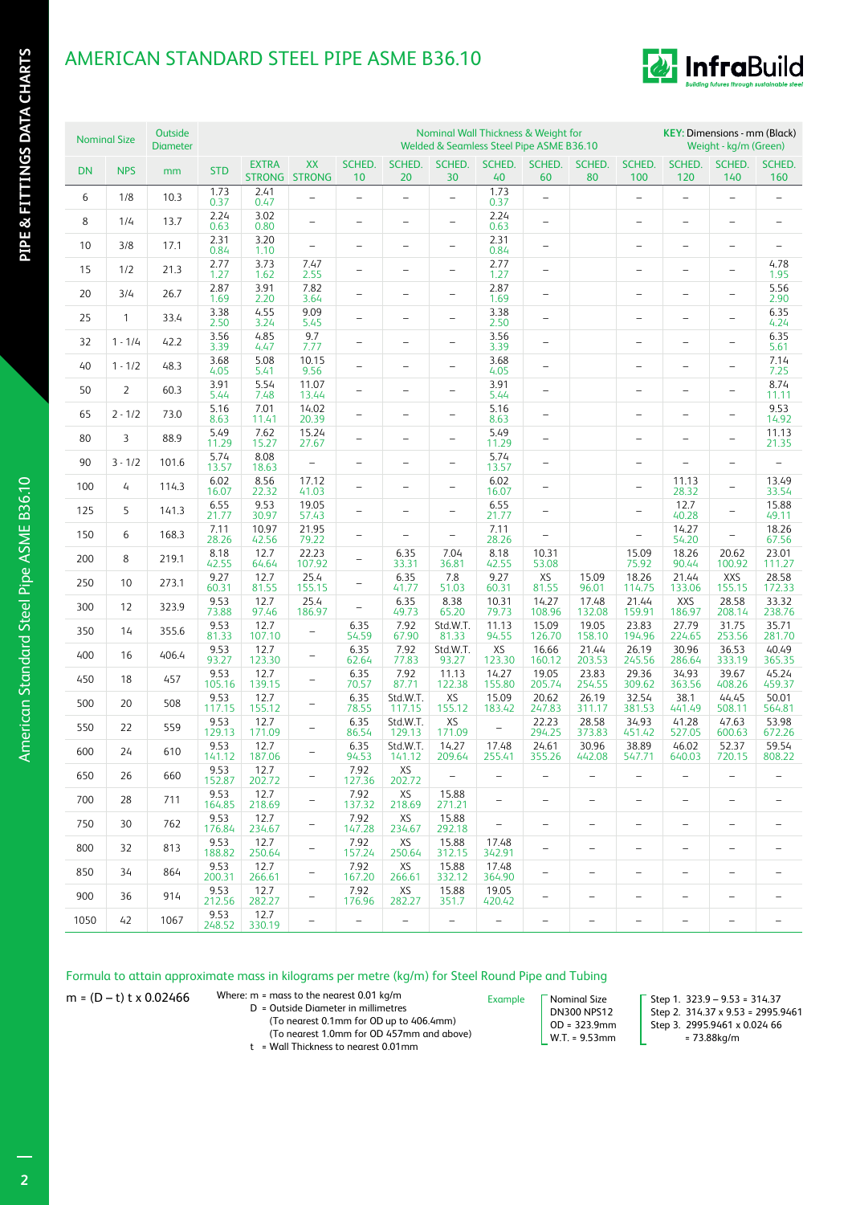# AMERICAN STANDARD STEEL PIPE ASME B36.10

**KEY:** Dimensions - mm (Black), Weight - kg/m (Green). Each cell below shows wall thickness (mm) / weight (kg/m).

| Nominal Size | | Outside Diameter | Nominal Wall Thickness & Weight for Welded & Seamless Steel Pipe ASME B36.10 | | | | | | | | | | | | |
|---|---|---|---|---|---|---|---|---|---|---|---|---|---|---|---|
| DN | NPS | mm | STD | EXTRA STRONG | XX STRONG | SCHED. 10 | SCHED. 20 | SCHED. 30 | SCHED. 40 | SCHED. 60 | SCHED. 80 | SCHED. 100 | SCHED. 120 | SCHED. 140 | SCHED. 160 |
| 6 | 1/8 | 10.3 | 1.73 / 0.37 | 2.41 / 0.47 | – | – | – | – | 1.73 / 0.37 | – | | – | – | – | – |
| 8 | 1/4 | 13.7 | 2.24 / 0.63 | 3.02 / 0.80 | – | – | – | – | 2.24 / 0.63 | – | | – | – | – | – |
| 10 | 3/8 | 17.1 | 2.31 / 0.84 | 3.20 / 1.10 | – | – | – | – | 2.31 / 0.84 | – | | – | – | – | – |
| 15 | 1/2 | 21.3 | 2.77 / 1.27 | 3.73 / 1.62 | 7.47 / 2.55 | – | – | – | 2.77 / 1.27 | – | | – | – | – | 4.78 / 1.95 |
| 20 | 3/4 | 26.7 | 2.87 / 1.69 | 3.91 / 2.20 | 7.82 / 3.64 | – | – | – | 2.87 / 1.69 | – | | – | – | – | 5.56 / 2.90 |
| 25 | 1 | 33.4 | 3.38 / 2.50 | 4.55 / 3.24 | 9.09 / 5.45 | – | – | – | 3.38 / 2.50 | – | | – | – | – | 6.35 / 4.24 |
| 32 | 1 - 1/4 | 42.2 | 3.56 / 3.39 | 4.85 / 4.47 | 9.7 / 7.77 | – | – | – | 3.56 / 3.39 | – | | – | – | – | 6.35 / 5.61 |
| 40 | 1 - 1/2 | 48.3 | 3.68 / 4.05 | 5.08 / 5.41 | 10.15 / 9.56 | – | – | – | 3.68 / 4.05 | – | | – | – | – | 7.14 / 7.25 |
| 50 | 2 | 60.3 | 3.91 / 5.44 | 5.54 / 7.48 | 11.07 / 13.44 | – | – | – | 3.91 / 5.44 | – | | – | – | – | 8.74 / 11.11 |
| 65 | 2 - 1/2 | 73.0 | 5.16 / 8.63 | 7.01 / 11.41 | 14.02 / 20.39 | – | – | – | 5.16 / 8.63 | – | | – | – | – | 9.53 / 14.92 |
| 80 | 3 | 88.9 | 5.49 / 11.29 | 7.62 / 15.27 | 15.24 / 27.67 | – | – | – | 5.49 / 11.29 | – | | – | – | – | 11.13 / 21.35 |
| 90 | 3 - 1/2 | 101.6 | 5.74 / 13.57 | 8.08 / 18.63 | – | – | – | – | 5.74 / 13.57 | – | | – | – | – | – |
| 100 | 4 | 114.3 | 6.02 / 16.07 | 8.56 / 22.32 | 17.12 / 41.03 | – | – | – | 6.02 / 16.07 | – | | – | 11.13 / 28.32 | – | 13.49 / 33.54 |
| 125 | 5 | 141.3 | 6.55 / 21.77 | 9.53 / 30.97 | 19.05 / 57.43 | – | – | – | 6.55 / 21.77 | – | | – | 12.7 / 40.28 | – | 15.88 / 49.11 |
| 150 | 6 | 168.3 | 7.11 / 28.26 | 10.97 / 42.56 | 21.95 / 79.22 | – | – | – | 7.11 / 28.26 | – | | – | 14.27 / 54.20 | – | 18.26 / 67.56 |
| 200 | 8 | 219.1 | 8.18 / 42.55 | 12.7 / 64.64 | 22.23 / 107.92 | – | 6.35 / 33.31 | 7.04 / 36.81 | 8.18 / 42.55 | 10.31 / 53.08 | | 15.09 / 75.92 | 18.26 / 90.44 | 20.62 / 100.92 | 23.01 / 111.27 |
| 250 | 10 | 273.1 | 9.27 / 60.31 | 12.7 / 81.55 | 25.4 / 155.15 | – | 6.35 / 41.77 | 7.8 / 51.03 | 9.27 / 60.31 | XS / 81.55 | 15.09 / 96.01 | 18.26 / 114.75 | 21.44 / 133.06 | XXS / 155.15 | 28.58 / 172.33 |
| 300 | 12 | 323.9 | 9.53 / 73.88 | 12.7 / 97.46 | 25.4 / 186.97 | – | 6.35 / 49.73 | 8.38 / 65.20 | 10.31 / 79.73 | 14.27 / 108.96 | 17.48 / 132.08 | 21.44 / 159.91 | XXS / 186.97 | 28.58 / 208.14 | 33.32 / 238.76 |
| 350 | 14 | 355.6 | 9.53 / 81.33 | 12.7 / 107.10 | – | 6.35 / 54.59 | 7.92 / 67.90 | Std.W.T. / 81.33 | 11.13 / 94.55 | 15.09 / 126.70 | 19.05 / 158.10 | 23.83 / 194.96 | 27.79 / 224.65 | 31.75 / 253.56 | 35.71 / 281.70 |
| 400 | 16 | 406.4 | 9.53 / 93.27 | 12.7 / 123.30 | – | 6.35 / 62.64 | 7.92 / 77.83 | Std.W.T. / 93.27 | XS / 123.30 | 16.66 / 160.12 | 21.44 / 203.53 | 26.19 / 245.56 | 30.96 / 286.64 | 36.53 / 333.19 | 40.49 / 365.35 |
| 450 | 18 | 457 | 9.53 / 105.16 | 12.7 / 139.15 | – | 6.35 / 70.57 | 7.92 / 87.71 | 11.13 / 122.38 | 14.27 / 155.80 | 19.05 / 205.74 | 23.83 / 254.55 | 29.36 / 309.62 | 34.93 / 363.56 | 39.67 / 408.26 | 45.24 / 459.37 |
| 500 | 20 | 508 | 9.53 / 117.15 | 12.7 / 155.12 | – | 6.35 / 78.55 | Std.W.T. / 117.15 | XS / 155.12 | 15.09 / 183.42 | 20.62 / 247.83 | 26.19 / 311.17 | 32.54 / 381.53 | 38.1 / 441.49 | 44.45 / 508.11 | 50.01 / 564.81 |
| 550 | 22 | 559 | 9.53 / 129.13 | 12.7 / 171.09 | – | 6.35 / 86.54 | Std.W.T. / 129.13 | XS / 171.09 | – | 22.23 / 294.25 | 28.58 / 373.83 | 34.93 / 451.42 | 41.28 / 527.05 | 47.63 / 600.63 | 53.98 / 672.26 |
| 600 | 24 | 610 | 9.53 / 141.12 | 12.7 / 187.06 | – | 6.35 / 94.53 | Std.W.T. / 141.12 | 14.27 / 209.64 | 17.48 / 255.41 | 24.61 / 355.26 | 30.96 / 442.08 | 38.89 / 547.71 | 46.02 / 640.03 | 52.37 / 720.15 | 59.54 / 808.22 |
| 650 | 26 | 660 | 9.53 / 152.87 | 12.7 / 202.72 | – | 7.92 / 127.36 | XS / 202.72 | – | – | – | – | – | – | – | – |
| 700 | 28 | 711 | 9.53 / 164.85 | 12.7 / 218.69 | – | 7.92 / 137.32 | XS / 218.69 | 15.88 / 271.21 | – | – | – | – | – | – | – |
| 750 | 30 | 762 | 9.53 / 176.84 | 12.7 / 234.67 | – | 7.92 / 147.28 | XS / 234.67 | 15.88 / 292.18 | – | – | – | – | – | – | – |
| 800 | 32 | 813 | 9.53 / 188.82 | 12.7 / 250.64 | – | 7.92 / 157.24 | XS / 250.64 | 15.88 / 312.15 | 17.48 / 342.91 | – | – | – | – | – | – |
| 850 | 34 | 864 | 9.53 / 200.31 | 12.7 / 266.61 | – | 7.92 / 167.20 | XS / 266.61 | 15.88 / 332.12 | 17.48 / 364.90 | – | – | – | – | – | – |
| 900 | 36 | 914 | 9.53 / 212.56 | 12.7 / 282.27 | – | 7.92 / 176.96 | XS / 282.27 | 15.88 / 351.7 | 19.05 / 420.42 | – | – | – | – | – | – |
| 1050 | 42 | 1067 | 9.53 / 248.52 | 12.7 / 330.19 | – | – | – | – | – | – | – | – | – | – | – |

## Formula to attain approximate mass in kilograms per metre (kg/m) for Steel Round Pipe and Tubing

$$m = (D - t)\, t \times 0.02466$$

Where: m = mass to the nearest 0.01 kg/m
D = Outside Diameter in millimetres
(To nearest 0.1mm for OD up to 406.4mm)
(To nearest 1.0mm for OD 457mm and above)
t = Wall Thickness to nearest 0.01mm

**Example**

Nominal Size
DN300 NPS12
OD = 323.9mm
W.T. = 9.53mm

Step 1. 323.9 – 9.53 = 314.37
Step 2. 314.37 x 9.53 = 2995.9461
Step 3. 2995.9461 x 0.024 66 = 73.88kg/m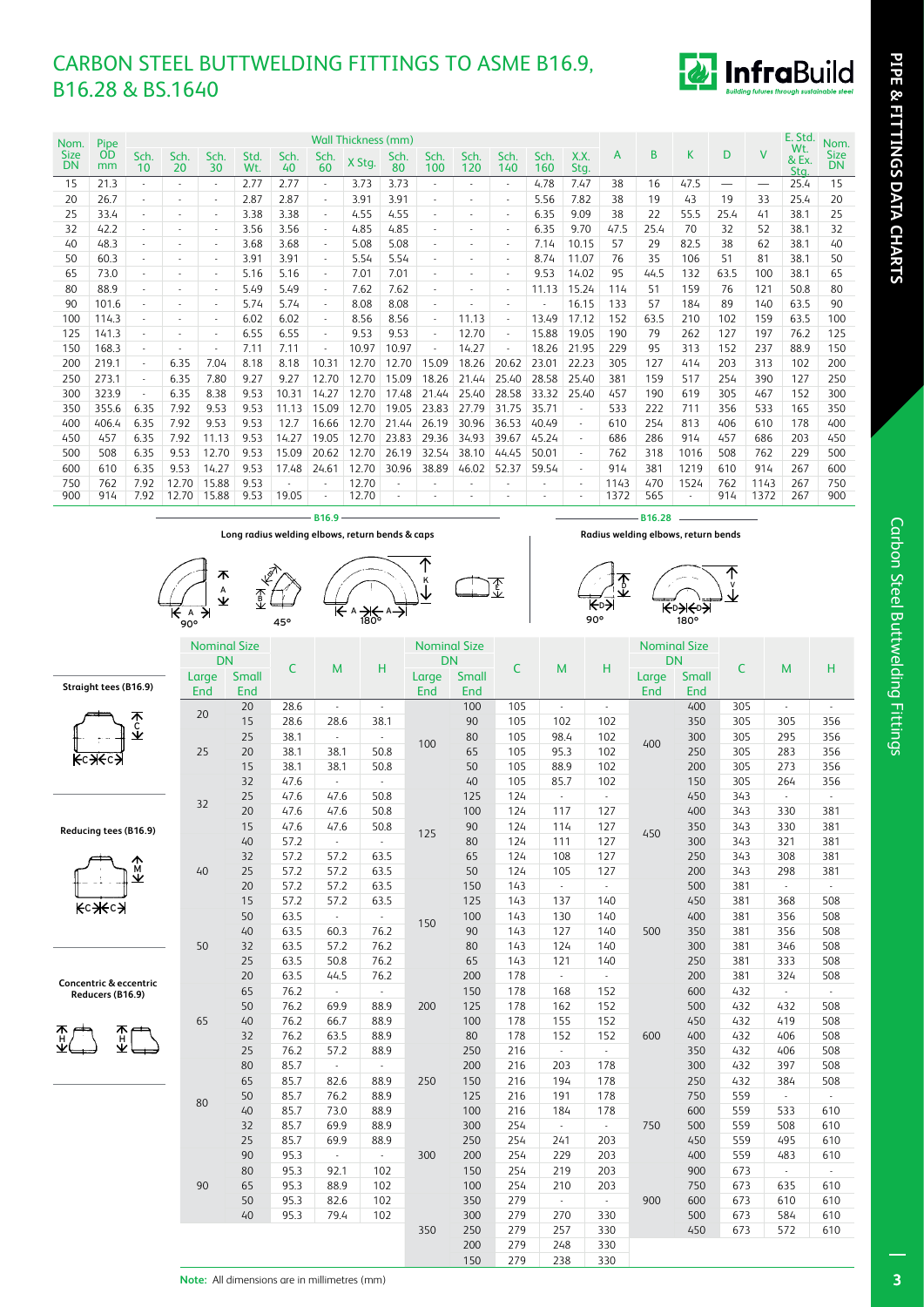# CARBON STEEL BUTTWELDING FITTINGS TO ASME B16.9, B16.28 & BS.1640

| Nom. Size DN | Pipe OD mm | Sch. 10 | Sch. 20 | Sch. 30 | Std. Wt. | Sch. 40 | Sch. 60 | X Stg. | Sch. 80 | Sch. 100 | Sch. 120 | Sch. 140 | Sch. 160 | X.X. Stg. | A | B | K | D | V | E. Std. Wt. & Ex. Stg. | Nom. Size DN |
|---|---|---|---|---|---|---|---|---|---|---|---|---|---|---|---|---|---|---|---|---|---|
| | | Wall Thickness (mm) | | | | | | | | | | | | | | | | | | | |
| 15 | 21.3 | - | - | - | 2.77 | 2.77 | - | 3.73 | 3.73 | - | - | - | 4.78 | 7.47 | 38 | 16 | 47.5 | — | — | 25.4 | 15 |
| 20 | 26.7 | - | - | - | 2.87 | 2.87 | - | 3.91 | 3.91 | - | - | - | 5.56 | 7.82 | 38 | 19 | 43 | 19 | 33 | 25.4 | 20 |
| 25 | 33.4 | - | - | - | 3.38 | 3.38 | - | 4.55 | 4.55 | - | - | - | 6.35 | 9.09 | 38 | 22 | 55.5 | 25.4 | 41 | 38.1 | 25 |
| 32 | 42.2 | - | - | - | 3.56 | 3.56 | - | 4.85 | 4.85 | - | - | - | 6.35 | 9.70 | 47.5 | 25.4 | 70 | 32 | 52 | 38.1 | 32 |
| 40 | 48.3 | - | - | - | 3.68 | 3.68 | - | 5.08 | 5.08 | - | - | - | 7.14 | 10.15 | 57 | 29 | 82.5 | 38 | 62 | 38.1 | 40 |
| 50 | 60.3 | - | - | - | 3.91 | 3.91 | - | 5.54 | 5.54 | - | - | - | 8.74 | 11.07 | 76 | 35 | 106 | 51 | 81 | 38.1 | 50 |
| 65 | 73.0 | - | - | - | 5.16 | 5.16 | - | 7.01 | 7.01 | - | - | - | 9.53 | 14.02 | 95 | 44.5 | 132 | 63.5 | 100 | 38.1 | 65 |
| 80 | 88.9 | - | - | - | 5.49 | 5.49 | - | 7.62 | 7.62 | - | - | - | 11.13 | 15.24 | 114 | 51 | 159 | 76 | 121 | 50.8 | 80 |
| 90 | 101.6 | - | - | - | 5.74 | 5.74 | - | 8.08 | 8.08 | - | - | - | - | 16.15 | 133 | 57 | 184 | 89 | 140 | 63.5 | 90 |
| 100 | 114.3 | - | - | - | 6.02 | 6.02 | - | 8.56 | 8.56 | - | 11.13 | - | 13.49 | 17.12 | 152 | 63.5 | 210 | 102 | 159 | 63.5 | 100 |
| 125 | 141.3 | - | - | - | 6.55 | 6.55 | - | 9.53 | 9.53 | - | 12.70 | - | 15.88 | 19.05 | 190 | 79 | 262 | 127 | 197 | 76.2 | 125 |
| 150 | 168.3 | - | - | - | 7.11 | 7.11 | - | 10.97 | 10.97 | - | 14.27 | - | 18.26 | 21.95 | 229 | 95 | 313 | 152 | 237 | 88.9 | 150 |
| 200 | 219.1 | - | 6.35 | 7.04 | 8.18 | 8.18 | 10.31 | 12.70 | 12.70 | 15.09 | 18.26 | 20.62 | 23.01 | 22.23 | 305 | 127 | 414 | 203 | 313 | 102 | 200 |
| 250 | 273.1 | - | 6.35 | 7.80 | 9.27 | 9.27 | 12.70 | 12.70 | 15.09 | 18.26 | 21.44 | 25.40 | 28.58 | 25.40 | 381 | 159 | 517 | 254 | 390 | 127 | 250 |
| 300 | 323.9 | - | 6.35 | 8.38 | 9.53 | 10.31 | 14.27 | 12.70 | 17.48 | 21.44 | 25.40 | 28.58 | 33.32 | 25.40 | 457 | 190 | 619 | 305 | 467 | 152 | 300 |
| 350 | 355.6 | 6.35 | 7.92 | 9.53 | 9.53 | 11.13 | 15.09 | 12.70 | 19.05 | 23.83 | 27.79 | 31.75 | 35.71 | - | 533 | 222 | 711 | 356 | 533 | 165 | 350 |
| 400 | 406.4 | 6.35 | 7.92 | 9.53 | 9.53 | 12.7 | 16.66 | 12.70 | 21.44 | 26.19 | 30.96 | 36.53 | 40.49 | - | 610 | 254 | 813 | 406 | 610 | 178 | 400 |
| 450 | 457 | 6.35 | 7.92 | 11.13 | 9.53 | 14.27 | 19.05 | 12.70 | 23.83 | 29.36 | 34.93 | 39.67 | 45.24 | - | 686 | 286 | 914 | 457 | 686 | 203 | 450 |
| 500 | 508 | 6.35 | 9.53 | 12.70 | 9.53 | 15.09 | 20.62 | 12.70 | 26.19 | 32.54 | 38.10 | 44.45 | 50.01 | - | 762 | 318 | 1016 | 508 | 762 | 229 | 500 |
| 600 | 610 | 6.35 | 9.53 | 14.27 | 9.53 | 17.48 | 24.61 | 12.70 | 30.96 | 38.89 | 46.02 | 52.37 | 59.54 | - | 914 | 381 | 1219 | 610 | 914 | 267 | 600 |
| 750 | 762 | 7.92 | 12.70 | 15.88 | 9.53 | - | - | 12.70 | - | - | - | - | - | - | 1143 | 470 | 1524 | 762 | 1143 | 267 | 750 |
| 900 | 914 | 7.92 | 12.70 | 15.88 | 9.53 | 19.05 | - | 12.70 | - | - | - | - | - | - | 1372 | 565 | - | 914 | 1372 | 267 | 900 |

**B16.9** — Long radius welding elbows, return bends & caps (90°, 45°, 180°)

**B16.28** — Radius welding elbows, return bends (90°, 180°)

**Straight tees (B16.9)**

**Reducing tees (B16.9)**

**Concentric & eccentric Reducers (B16.9)**

| Nominal Size DN Large End | Small End | C | M | H | Nominal Size DN Large End | Small End | C | M | H | Nominal Size DN Large End | Small End | C | M | H |
|---|---|---|---|---|---|---|---|---|---|---|---|---|---|---|
| 20 | 20 | 28.6 | - | - | 100 | 100 | 105 | - | - | 400 | 400 | 305 | - | - |
| | 15 | 28.6 | 28.6 | 38.1 | | 90 | 105 | 102 | 102 | | 350 | 305 | 305 | 356 |
| 25 | 25 | 38.1 | - | - | | 80 | 105 | 98.4 | 102 | | 300 | 305 | 295 | 356 |
| | 20 | 38.1 | 38.1 | 50.8 | | 65 | 105 | 95.3 | 102 | | 250 | 305 | 283 | 356 |
| | 15 | 38.1 | 38.1 | 50.8 | | 50 | 105 | 88.9 | 102 | | 200 | 305 | 273 | 356 |
| 32 | 32 | 47.6 | - | - | | 40 | 105 | 85.7 | 102 | | 150 | 305 | 264 | 356 |
| | 25 | 47.6 | 47.6 | 50.8 | 125 | 125 | 124 | - | - | 450 | 450 | 343 | - | - |
| | 20 | 47.6 | 47.6 | 50.8 | | 100 | 124 | 117 | 127 | | 400 | 343 | 330 | 381 |
| | 15 | 47.6 | 47.6 | 50.8 | | 90 | 124 | 114 | 127 | | 350 | 343 | 330 | 381 |
| 40 | 40 | 57.2 | - | - | | 80 | 124 | 111 | 127 | | 300 | 343 | 321 | 381 |
| | 32 | 57.2 | 57.2 | 63.5 | | 65 | 124 | 108 | 127 | | 250 | 343 | 308 | 381 |
| | 25 | 57.2 | 57.2 | 63.5 | | 50 | 124 | 105 | 127 | | 200 | 343 | 298 | 381 |
| | 20 | 57.2 | 57.2 | 63.5 | 150 | 150 | 143 | - | - | 500 | 500 | 381 | - | - |
| | 15 | 57.2 | 57.2 | 63.5 | | 125 | 143 | 137 | 140 | | 450 | 381 | 368 | 508 |
| 50 | 50 | 63.5 | - | - | | 100 | 143 | 130 | 140 | | 400 | 381 | 356 | 508 |
| | 40 | 63.5 | 60.3 | 76.2 | | 90 | 143 | 127 | 140 | | 350 | 381 | 356 | 508 |
| | 32 | 63.5 | 57.2 | 76.2 | | 80 | 143 | 124 | 140 | | 300 | 381 | 346 | 508 |
| | 25 | 63.5 | 50.8 | 76.2 | | 65 | 143 | 121 | 140 | | 250 | 381 | 333 | 508 |
| | 20 | 63.5 | 44.5 | 76.2 | 200 | 200 | 178 | - | - | | 200 | 381 | 324 | 508 |
| 65 | 65 | 76.2 | - | - | | 150 | 178 | 168 | 152 | 600 | 600 | 432 | - | - |
| | 50 | 76.2 | 69.9 | 88.9 | | 125 | 178 | 162 | 152 | | 500 | 432 | 432 | 508 |
| | 40 | 76.2 | 66.7 | 88.9 | | 100 | 178 | 155 | 152 | | 450 | 432 | 419 | 508 |
| | 32 | 76.2 | 63.5 | 88.9 | | 80 | 178 | 152 | 152 | | 400 | 432 | 406 | 508 |
| | 25 | 76.2 | 57.2 | 88.9 | 250 | 250 | 216 | - | - | | 350 | 432 | 406 | 508 |
| 80 | 80 | 85.7 | - | - | | 200 | 216 | 203 | 178 | | 300 | 432 | 397 | 508 |
| | 65 | 85.7 | 82.6 | 88.9 | | 150 | 216 | 194 | 178 | | 250 | 432 | 384 | 508 |
| | 50 | 85.7 | 76.2 | 88.9 | | 125 | 216 | 191 | 178 | 750 | 750 | 559 | - | - |
| | 40 | 85.7 | 73.0 | 88.9 | | 100 | 216 | 184 | 178 | | 600 | 559 | 533 | 610 |
| | 32 | 85.7 | 69.9 | 88.9 | 300 | 300 | 254 | - | - | | 500 | 559 | 508 | 610 |
| | 25 | 85.7 | 69.9 | 88.9 | | 250 | 254 | 241 | 203 | | 450 | 559 | 495 | 610 |
| 90 | 90 | 95.3 | - | - | | 200 | 254 | 229 | 203 | | 400 | 559 | 483 | 610 |
| | 80 | 95.3 | 92.1 | 102 | | 150 | 254 | 219 | 203 | 900 | 900 | 673 | - | - |
| | 65 | 95.3 | 88.9 | 102 | | 100 | 254 | 210 | 203 | | 750 | 673 | 635 | 610 |
| | 50 | 95.3 | 82.6 | 102 | 350 | 350 | 279 | - | - | | 600 | 673 | 610 | 610 |
| | 40 | 95.3 | 79.4 | 102 | | 300 | 279 | 270 | 330 | | 500 | 673 | 584 | 610 |
| | | | | | | 250 | 279 | 257 | 330 | | 450 | 673 | 572 | 610 |
| | | | | | | 200 | 279 | 248 | 330 | | | | | |
| | | | | | | 150 | 279 | 238 | 330 | | | | | |

**Note:** All dimensions are in millimetres (mm)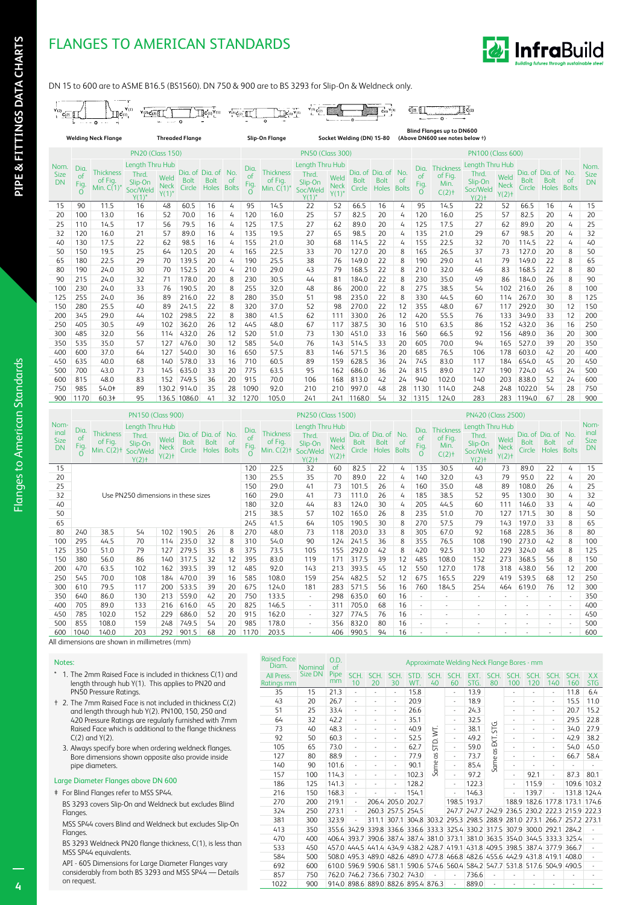# FLANGES TO AMERICAN STANDARDS

DN 15 to 600 are to ASME B16.5 (BS1560). DN 750 & 900 are to BS 3293 for Slip-On & Weldneck only.

Welding Neck Flange | Threaded Flange | Slip-On Flange | Socket Welding (DN) 15-80 | Blind Flanges up to DN600 (Above DN600 see notes below †)

| Nom. Size DN | PN20 (Class 150) | | | | | | | PN50 (Class 300) | | | | | | | PN100 (Class 600) | | | | | | | Nom. Size DN |
|---|---|---|---|---|---|---|---|---|---|---|---|---|---|---|---|---|---|---|---|---|---|---|
| | Dia. of Fig. O | Thickness of Fig. Min. C(1)* | Length Thru Hub Thrd. Slip-On Soc/Weld Y(1)* | Length Thru Hub Weld Neck Y(1)* | Dia. of Bolt Circle | Dia. of Bolt Holes | No. of Bolts | Dia. of Fig. O | Thickness of Fig. Min. C(1)* | Length Thru Hub Thrd. Slip-On Soc/Weld Y(1)* | Length Thru Hub Weld Neck Y(1)* | Dia. of Bolt Circle | Dia. of Bolt Holes | No. of Bolts | Dia. of Fig. O | Thickness of Fig. Min. C(2)† | Length Thru Hub Thrd. Slip-On Soc/Weld Y(2)† | Length Thru Hub Weld Neck Y(2)† | Dia. of Bolt Circle | Dia. of Bolt Holes | No. of Bolts | |
| 15 | 90 | 11.5 | 16 | 48 | 60.5 | 16 | 4 | 95 | 14.5 | 22 | 52 | 66.5 | 16 | 4 | 95 | 14.5 | 22 | 52 | 66.5 | 16 | 4 | 15 |
| 20 | 100 | 13.0 | 16 | 52 | 70.0 | 16 | 4 | 120 | 16.0 | 25 | 57 | 82.5 | 20 | 4 | 120 | 16.0 | 25 | 57 | 82.5 | 20 | 4 | 20 |
| 25 | 110 | 14.5 | 17 | 56 | 79.5 | 16 | 4 | 125 | 17.5 | 27 | 62 | 89.0 | 20 | 4 | 125 | 17.5 | 27 | 62 | 89.0 | 20 | 4 | 25 |
| 32 | 120 | 16.0 | 21 | 57 | 89.0 | 16 | 4 | 135 | 19.5 | 27 | 65 | 98.5 | 20 | 4 | 135 | 21.0 | 29 | 67 | 98.5 | 20 | 4 | 32 |
| 40 | 130 | 17.5 | 22 | 62 | 98.5 | 16 | 4 | 155 | 21.0 | 30 | 68 | 114.5 | 22 | 4 | 155 | 22.5 | 32 | 70 | 114.5 | 22 | 4 | 40 |
| 50 | 150 | 19.5 | 25 | 64 | 120.5 | 20 | 4 | 165 | 22.5 | 33 | 70 | 127.0 | 20 | 8 | 165 | 26.5 | 37 | 73 | 127.0 | 20 | 8 | 50 |
| 65 | 180 | 22.5 | 29 | 70 | 139.5 | 20 | 4 | 190 | 25.5 | 38 | 76 | 149.0 | 22 | 8 | 190 | 29.0 | 41 | 79 | 149.0 | 22 | 8 | 65 |
| 80 | 190 | 24.0 | 30 | 70 | 152.5 | 20 | 4 | 210 | 29.0 | 43 | 79 | 168.5 | 22 | 8 | 210 | 32.0 | 46 | 83 | 168.5 | 22 | 8 | 80 |
| 90 | 215 | 24.0 | 32 | 71 | 178.0 | 20 | 8 | 230 | 30.5 | 44 | 81 | 184.0 | 22 | 8 | 230 | 35.0 | 49 | 86 | 184.0 | 26 | 8 | 90 |
| 100 | 230 | 24.0 | 33 | 76 | 190.5 | 20 | 8 | 255 | 32.0 | 48 | 86 | 200.0 | 22 | 8 | 275 | 38.5 | 54 | 102 | 216.0 | 26 | 8 | 100 |
| 125 | 255 | 24.0 | 36 | 89 | 216.0 | 22 | 8 | 280 | 35.0 | 51 | 98 | 235.0 | 22 | 8 | 330 | 44.5 | 60 | 114 | 267.0 | 30 | 8 | 125 |
| 150 | 280 | 25.5 | 40 | 89 | 241.5 | 22 | 8 | 320 | 37.0 | 52 | 98 | 270.0 | 22 | 12 | 355 | 48.0 | 67 | 117 | 292.0 | 30 | 12 | 150 |
| 200 | 345 | 29.0 | 44 | 102 | 298.5 | 22 | 8 | 380 | 41.5 | 62 | 111 | 330.0 | 26 | 12 | 420 | 55.5 | 76 | 133 | 349.0 | 33 | 12 | 200 |
| 250 | 405 | 30.5 | 49 | 102 | 362.0 | 26 | 12 | 445 | 48.0 | 67 | 117 | 387.5 | 30 | 16 | 510 | 63.5 | 86 | 152 | 432.0 | 36 | 16 | 250 |
| 300 | 485 | 32.0 | 56 | 114 | 432.0 | 26 | 12 | 520 | 51.0 | 73 | 130 | 451.0 | 33 | 16 | 560 | 66.5 | 92 | 156 | 489.0 | 36 | 20 | 300 |
| 350 | 535 | 35.0 | 57 | 127 | 476.0 | 30 | 12 | 585 | 54.0 | 76 | 143 | 514.5 | 33 | 20 | 605 | 70.0 | 94 | 165 | 527.0 | 39 | 20 | 350 |
| 400 | 600 | 37.0 | 64 | 127 | 540.0 | 30 | 16 | 650 | 57.5 | 83 | 146 | 571.5 | 36 | 20 | 685 | 76.5 | 106 | 178 | 603.0 | 42 | 20 | 400 |
| 450 | 635 | 40.0 | 68 | 140 | 578.0 | 33 | 16 | 710 | 60.5 | 89 | 159 | 628.5 | 36 | 24 | 745 | 83.0 | 117 | 184 | 654.0 | 45 | 20 | 450 |
| 500 | 700 | 43.0 | 73 | 145 | 635.0 | 33 | 20 | 775 | 63.5 | 95 | 162 | 686.0 | 36 | 24 | 815 | 89.0 | 127 | 190 | 724.0 | 45 | 24 | 500 |
| 600 | 815 | 48.0 | 83 | 152 | 749.5 | 36 | 20 | 915 | 70.0 | 106 | 168 | 813.0 | 42 | 24 | 940 | 102.0 | 140 | 203 | 838.0 | 52 | 24 | 600 |
| 750 | 985 | 54.0‡ | 89 | 130.2 | 914.0 | 35 | 28 | 1090 | 92.0 | 210 | 210 | 997.0 | 48 | 28 | 1130 | 114.0 | 248 | 248 | 1022.0 | 54 | 28 | 750 |
| 900 | 1170 | 60.3‡ | 95 | 136.5 | 1086.0 | 41 | 32 | 1270 | 105.0 | 241 | 241 | 1168.0 | 54 | 32 | 1315 | 124.0 | 283 | 283 | 1194.0 | 67 | 28 | 900 |

| Nominal Size DN | PN150 (Class 900) | | | | | | | PN250 (Class 1500) | | | | | | | PN420 (Class 2500) | | | | | | | Nominal Size DN |
|---|---|---|---|---|---|---|---|---|---|---|---|---|---|---|---|---|---|---|---|---|---|---|
| | Dia. of Fig. O | Thickness of Fig. Min. C(2)† | Length Thru Hub Thrd. Slip-On Soc/Weld Y(2)† | Length Thru Hub Weld Neck Y(2)† | Dia. of Bolt Circle | Dia. of Bolt Holes | No. of Bolts | Dia. of Fig. O | Thickness of Fig. Min. C(2)† | Length Thru Hub Thrd. Slip-On Soc/Weld Y(2)† | Length Thru Hub Weld Neck Y(2)† | Dia. of Bolt Circle | Dia. of Bolt Holes | No. of Bolts | Dia. of Fig. O | Thickness of Fig. Min. C(2)† | Length Thru Hub Thrd. Slip-On Soc/Weld Y(2)† | Length Thru Hub Weld Neck Y(2)† | Dia. of Bolt Circle | Dia. of Bolt Holes | No. of Bolts | |
| 15 | Use PN250 dimensions in these sizes | | | | | | | 120 | 22.5 | 32 | 60 | 82.5 | 22 | 4 | 135 | 30.5 | 40 | 73 | 89.0 | 22 | 4 | 15 |
| 20 | | | | | | | | 130 | 25.5 | 35 | 70 | 89.0 | 22 | 4 | 140 | 32.0 | 43 | 79 | 95.0 | 22 | 4 | 20 |
| 25 | | | | | | | | 150 | 29.0 | 41 | 73 | 101.5 | 26 | 4 | 160 | 35.0 | 48 | 89 | 108.0 | 26 | 4 | 25 |
| 32 | | | | | | | | 160 | 29.0 | 41 | 73 | 111.0 | 26 | 4 | 185 | 38.5 | 52 | 95 | 130.0 | 30 | 4 | 32 |
| 40 | | | | | | | | 180 | 32.0 | 44 | 83 | 124.0 | 30 | 4 | 205 | 44.5 | 60 | 111 | 146.0 | 33 | 4 | 40 |
| 50 | | | | | | | | 215 | 38.5 | 57 | 102 | 165.0 | 26 | 8 | 235 | 51.0 | 70 | 127 | 171.5 | 30 | 8 | 50 |
| 65 | | | | | | | | 245 | 41.5 | 64 | 105 | 190.5 | 30 | 8 | 270 | 57.5 | 79 | 143 | 197.0 | 33 | 8 | 65 |
| 80 | 240 | 38.5 | 54 | 102 | 190.5 | 26 | 8 | 270 | 48.0 | 73 | 118 | 203.0 | 33 | 8 | 305 | 67.0 | 92 | 168 | 228.5 | 36 | 8 | 80 |
| 100 | 295 | 44.5 | 70 | 114 | 235.0 | 32 | 8 | 310 | 54.0 | 90 | 124 | 241.5 | 36 | 8 | 355 | 76.5 | 108 | 190 | 273.0 | 42 | 8 | 100 |
| 125 | 350 | 51.0 | 79 | 127 | 279.5 | 35 | 8 | 375 | 73.5 | 105 | 155 | 292.0 | 42 | 8 | 420 | 92.5 | 130 | 229 | 324.0 | 48 | 8 | 125 |
| 150 | 380 | 56.0 | 86 | 140 | 317.5 | 32 | 12 | 395 | 83.0 | 119 | 171 | 317.5 | 39 | 12 | 485 | 108.0 | 152 | 273 | 368.5 | 56 | 8 | 150 |
| 200 | 470 | 63.5 | 102 | 162 | 393.5 | 39 | 12 | 485 | 92.0 | 143 | 213 | 393.5 | 45 | 12 | 550 | 127.0 | 178 | 318 | 438.0 | 56 | 12 | 200 |
| 250 | 545 | 70.0 | 108 | 184 | 470.0 | 39 | 16 | 585 | 108.0 | 159 | 254 | 482.5 | 52 | 12 | 675 | 165.5 | 229 | 419 | 539.5 | 68 | 12 | 250 |
| 300 | 610 | 79.5 | 117 | 200 | 533.5 | 39 | 20 | 675 | 124.0 | 181 | 283 | 571.5 | 56 | 16 | 760 | 184.5 | 254 | 464 | 619.0 | 76 | 12 | 300 |
| 350 | 640 | 86.0 | 130 | 213 | 559.0 | 42 | 20 | 750 | 133.5 | - | 298 | 635.0 | 60 | 16 | - | - | - | - | - | - | - | 350 |
| 400 | 705 | 89.0 | 133 | 216 | 616.0 | 45 | 20 | 825 | 146.5 | - | 311 | 705.0 | 68 | 16 | - | - | - | - | - | - | - | 400 |
| 450 | 785 | 102.0 | 152 | 229 | 686.0 | 52 | 20 | 915 | 162.0 | - | 327 | 774.5 | 76 | 16 | - | - | - | - | - | - | - | 450 |
| 500 | 855 | 108.0 | 159 | 248 | 749.5 | 54 | 20 | 985 | 178.0 | - | 356 | 832.0 | 80 | 16 | - | - | - | - | - | - | - | 500 |
| 600 | 1040 | 140.0 | 203 | 292 | 901.5 | 68 | 20 | 1170 | 203.5 | - | 406 | 990.5 | 94 | 16 | - | - | - | - | - | - | - | 600 |

All dimensions are shown in millimetres (mm)

## Notes:

\* 1. The 2mm Raised Face is included in thickness C(1) and length through hub Y(1). This applies to PN20 and PN50 Pressure Ratings.

† 2. The 7mm Raised Face is not included in thickness C(2) and length through hub Y(2). PN100, 150, 250 and 420 Pressure Ratings are regularly furnished with 7mm Raised Face which is additional to the flange thickness C(2) and Y(2).

3. Always specify bore when ordering weldneck flanges. Bore dimensions shown opposite also provide inside pipe diameters.

### Large Diameter Flanges above DN 600

‡ For Blind Flanges refer to MSS SP44.

BS 3293 covers Slip-On and Weldneck but excludes Blind Flanges.

MSS SP44 covers Blind and Weldneck but excludes Slip-On Flanges.

BS 3293 Weldneck PN20 flange thickness, C(1), is less than MSS SP44 equivalents.

API - 605 Dimensions for Large Diameter Flanges vary considerably from both BS 3293 and MSS SP44 — Details on request.

| Raised Face Diam. All Press. Ratings mm | Nominal Size DN | O.D. of Pipe mm | Approximate Welding Neck Flange Bores - mm | | | | | | | | | | | | |
|---|---|---|---|---|---|---|---|---|---|---|---|---|---|---|---|
| | | | SCH. 10 | SCH. 20 | SCH. 30 | STD. WT. | SCH. 40 | SCH. 60 | EXT. STG. | SCH. 80 | SCH. 100 | SCH. 120 | SCH. 140 | SCH. 160 | X.X STG |
| 35 | 15 | 21.3 | - | - | - | 15.8 | Same as STD. WT. | - | 13.9 | Same as EXT. STG. | - | - | - | 11.8 | 6.4 |
| 43 | 20 | 26.7 | - | - | - | 20.9 | | - | 18.9 | | - | - | - | 15.5 | 11.0 |
| 51 | 25 | 33.4 | - | - | - | 26.6 | | - | 24.3 | | - | - | - | 20.7 | 15.2 |
| 64 | 32 | 42.2 | - | - | - | 35.1 | | - | 32.5 | | - | - | - | 29.5 | 22.8 |
| 73 | 40 | 48.3 | - | - | - | 40.9 | | - | 38.1 | | - | - | - | 34.0 | 27.9 |
| 92 | 50 | 60.3 | - | - | - | 52.5 | | - | 49.2 | | - | - | - | 42.9 | 38.2 |
| 105 | 65 | 73.0 | - | - | - | 62.7 | | - | 59.0 | | - | - | - | 54.0 | 45.0 |
| 127 | 80 | 88.9 | - | - | - | 77.9 | | - | 73.7 | | - | - | - | 66.7 | 58.4 |
| 140 | 90 | 101.6 | - | - | - | 90.1 | | - | 85.4 | | - | - | - | - | - |
| 157 | 100 | 114.3 | - | - | - | 102.3 | | - | 97.2 | | - | 92.1 | - | 87.3 | 80.1 |
| 186 | 125 | 141.3 | - | - | - | 128.2 | | - | 122.3 | | - | 115.9 | - | 109.6 | 103.2 |
| 216 | 150 | 168.3 | - | - | - | 154.1 | | - | 146.3 | | - | 139.7 | - | 131.8 | 124.4 |
| 270 | 200 | 219.1 | - | 206.4 | 205.0 | 202.7 | | 198.5 | 193.7 | | 188.9 | 182.6 | 177.8 | 173.1 | 174.6 |
| 324 | 250 | 273.1 | - | 260.3 | 257.5 | 254.5 | | 247.7 | 247.7 | 242.9 | 236.5 | 230.2 | 222.3 | 215.9 | 222.3 |
| 381 | 300 | 323.9 | - | 311.1 | 307.1 | 304.8 | 303.2 | 295.3 | 298.5 | 288.9 | 281.0 | 273.1 | 266.7 | 257.2 | 273.1 |
| 413 | 350 | 355.6 | 342.9 | 339.8 | 336.6 | 336.6 | 333.3 | 325.4 | 330.2 | 317.5 | 307.9 | 300.0 | 292.1 | 284.2 | - |
| 470 | 400 | 406.4 | 393.7 | 390.6 | 387.4 | 387.4 | 381.0 | 373.1 | 381.0 | 363.5 | 354.0 | 344.5 | 333.3 | 325.4 | - |
| 533 | 450 | 457.0 | 444.5 | 441.4 | 434.9 | 438.2 | 428.7 | 419.1 | 431.8 | 409.5 | 398.5 | 387.4 | 377.9 | 366.7 | - |
| 584 | 500 | 508.0 | 495.3 | 489.0 | 482.6 | 489.0 | 477.8 | 466.8 | 482.6 | 455.6 | 442.9 | 431.8 | 419.1 | 408.0 | - |
| 692 | 600 | 610.0 | 596.9 | 590.6 | 581.1 | 590.6 | 574.6 | 560.4 | 584.2 | 547.7 | 531.8 | 517.6 | 504.9 | 490.5 | - |
| 857 | 750 | 762.0 | 746.2 | 736.6 | 730.2 | 743.0 | - | - | 736.6 | - | - | - | - | - | - |
| 1022 | 900 | 914.0 | 898.6 | 889.0 | 882.6 | 895.4 | 876.3 | - | 889.0 | - | - | - | - | - | - |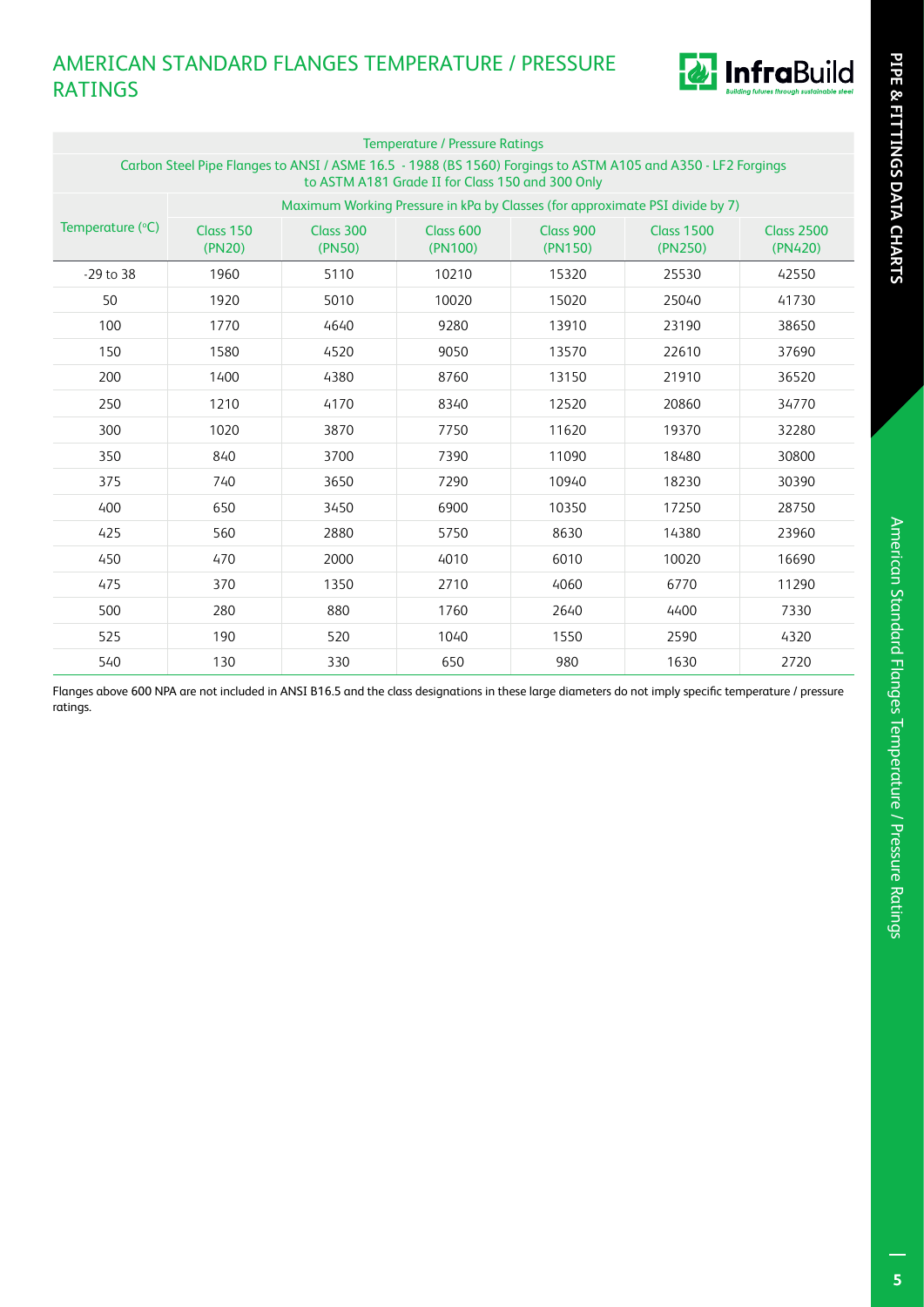# AMERICAN STANDARD FLANGES TEMPERATURE / PRESSURE RATINGS

| Temperature / Pressure Ratings | | | | | | |
|---|---|---|---|---|---|---|
| Carbon Steel Pipe Flanges to ANSI / ASME 16.5 - 1988 (BS 1560) Forgings to ASTM A105 and A350 - LF2 Forgings to ASTM A181 Grade II for Class 150 and 300 Only | | | | | | |
| Temperature (°C) | Maximum Working Pressure in kPa by Classes (for approximate PSI divide by 7) | | | | | |
| | Class 150 (PN20) | Class 300 (PN50) | Class 600 (PN100) | Class 900 (PN150) | Class 1500 (PN250) | Class 2500 (PN420) |
| -29 to 38 | 1960 | 5110 | 10210 | 15320 | 25530 | 42550 |
| 50 | 1920 | 5010 | 10020 | 15020 | 25040 | 41730 |
| 100 | 1770 | 4640 | 9280 | 13910 | 23190 | 38650 |
| 150 | 1580 | 4520 | 9050 | 13570 | 22610 | 37690 |
| 200 | 1400 | 4380 | 8760 | 13150 | 21910 | 36520 |
| 250 | 1210 | 4170 | 8340 | 12520 | 20860 | 34770 |
| 300 | 1020 | 3870 | 7750 | 11620 | 19370 | 32280 |
| 350 | 840 | 3700 | 7390 | 11090 | 18480 | 30800 |
| 375 | 740 | 3650 | 7290 | 10940 | 18230 | 30390 |
| 400 | 650 | 3450 | 6900 | 10350 | 17250 | 28750 |
| 425 | 560 | 2880 | 5750 | 8630 | 14380 | 23960 |
| 450 | 470 | 2000 | 4010 | 6010 | 10020 | 16690 |
| 475 | 370 | 1350 | 2710 | 4060 | 6770 | 11290 |
| 500 | 280 | 880 | 1760 | 2640 | 4400 | 7330 |
| 525 | 190 | 520 | 1040 | 1550 | 2590 | 4320 |
| 540 | 130 | 330 | 650 | 980 | 1630 | 2720 |

Flanges above 600 NPA are not included in ANSI B16.5 and the class designations in these large diameters do not imply specific temperature / pressure ratings.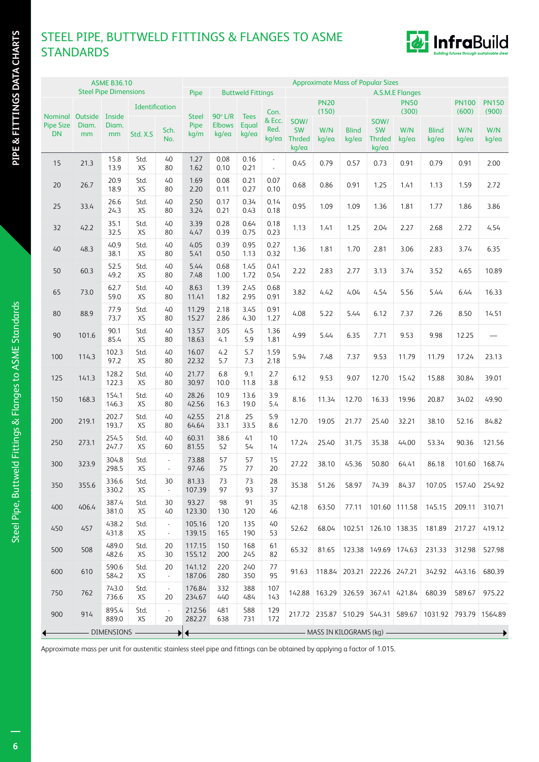# STEEL PIPE, BUTTWELD FITTINGS & FLANGES TO ASME STANDARDS

| ASME B36.10 Steel Pipe Dimensions | | | | | Approximate Mass of Popular Sizes | | | | | | | | | | | | | |
|---|---|---|---|---|---|---|---|---|---|---|---|---|---|---|---|---|---|---|
| | | | Identification | | Pipe | Buttweld Fittings | | | A.S.M.E Flanges | | | | | | | | |
| | | | | | | | | | PN20 (150) | | | PN50 (300) | | | PN100 (600) | PN150 (900) |
| Nominal Pipe Size DN | Outside Diam. mm | Inside Diam. mm | Std. X.S | Sch. No. | Steel Pipe kg/m | 90° L/R Elbows kg/ea | Tees Equal kg/ea | Con. & Ecc. Red. kg/ea | SOW/ SW Thrded kg/ea | W/N kg/ea | Blind kg/ea | SOW/ SW Thrded kg/ea | W/N kg/ea | Blind kg/ea | W/N kg/ea | W/N kg/ea |
| 15 | 21.3 | 15.8<br>13.9 | Std.<br>XS | 40<br>80 | 1.27<br>1.62 | 0.08<br>0.10 | 0.16<br>0.21 | -<br>- | 0.45 | 0.79 | 0.57 | 0.73 | 0.91 | 0.79 | 0.91 | 2.00 |
| 20 | 26.7 | 20.9<br>18.9 | Std.<br>XS | 40<br>80 | 1.69<br>2.20 | 0.08<br>0.11 | 0.21<br>0.27 | 0.07<br>0.10 | 0.68 | 0.86 | 0.91 | 1.25 | 1.41 | 1.13 | 1.59 | 2.72 |
| 25 | 33.4 | 26.6<br>24.3 | Std.<br>XS | 40<br>80 | 2.50<br>3.24 | 0.17<br>0.21 | 0.34<br>0.43 | 0.14<br>0.18 | 0.95 | 1.09 | 1.09 | 1.36 | 1.81 | 1.77 | 1.86 | 3.86 |
| 32 | 42.2 | 35.1<br>32.5 | Std.<br>XS | 40<br>80 | 3.39<br>4.47 | 0.28<br>0.39 | 0.64<br>0.75 | 0.18<br>0.23 | 1.13 | 1.41 | 1.25 | 2.04 | 2.27 | 2.68 | 2.72 | 4.54 |
| 40 | 48.3 | 40.9<br>38.1 | Std.<br>XS | 40<br>80 | 4.05<br>5.41 | 0.39<br>0.50 | 0.95<br>1.13 | 0.27<br>0.32 | 1.36 | 1.81 | 1.70 | 2.81 | 3.06 | 2.83 | 3.74 | 6.35 |
| 50 | 60.3 | 52.5<br>49.2 | Std.<br>XS | 40<br>80 | 5.44<br>7.48 | 0.68<br>1.00 | 1.45<br>1.72 | 0.41<br>0.54 | 2.22 | 2.83 | 2.77 | 3.13 | 3.74 | 3.52 | 4.65 | 10.89 |
| 65 | 73.0 | 62.7<br>59.0 | Std.<br>XS | 40<br>80 | 8.63<br>11.41 | 1.39<br>1.82 | 2.45<br>2.95 | 0.68<br>0.91 | 3.82 | 4.42 | 4.04 | 4.54 | 5.56 | 5.44 | 6.44 | 16.33 |
| 80 | 88.9 | 77.9<br>73.7 | Std.<br>XS | 40<br>80 | 11.29<br>15.27 | 2.18<br>2.86 | 3.45<br>4.30 | 0.91<br>1.27 | 4.08 | 5.22 | 5.44 | 6.12 | 7.37 | 7.26 | 8.50 | 14.51 |
| 90 | 101.6 | 90.1<br>85.4 | Std.<br>XS | 40<br>80 | 13.57<br>18.63 | 3.05<br>4.1 | 4.5<br>5.9 | 1.36<br>1.81 | 4.99 | 5.44 | 6.35 | 7.71 | 9.53 | 9.98 | 12.25 | — |
| 100 | 114.3 | 102.3<br>97.2 | Std.<br>XS | 40<br>80 | 16.07<br>22.32 | 4.2<br>5.7 | 5.7<br>7.3 | 1.59<br>2.18 | 5.94 | 7.48 | 7.37 | 9.53 | 11.79 | 11.79 | 17.24 | 23.13 |
| 125 | 141.3 | 128.2<br>122.3 | Std.<br>XS | 40<br>80 | 21.77<br>30.97 | 6.8<br>10.0 | 9.1<br>11.8 | 2.7<br>3.8 | 6.12 | 9.53 | 9.07 | 12.70 | 15.42 | 15.88 | 30.84 | 39.01 |
| 150 | 168.3 | 154.1<br>146.3 | Std.<br>XS | 40<br>80 | 28.26<br>42.56 | 10.9<br>16.3 | 13.6<br>19.0 | 3.9<br>5.4 | 8.16 | 11.34 | 12.70 | 16.33 | 19.96 | 20.87 | 34.02 | 49.90 |
| 200 | 219.1 | 202.7<br>193.7 | Std.<br>XS | 40<br>80 | 42.55<br>64.64 | 21.8<br>33.1 | 25<br>33.5 | 5.9<br>8.6 | 12.70 | 19.05 | 21.77 | 25.40 | 32.21 | 38.10 | 52.16 | 84.82 |
| 250 | 273.1 | 254.5<br>247.7 | Std.<br>XS | 40<br>60 | 60.31<br>81.55 | 38.6<br>52 | 41<br>54 | 10<br>14 | 17.24 | 25.40 | 31.75 | 35.38 | 44.00 | 53.34 | 90.36 | 121.56 |
| 300 | 323.9 | 304.8<br>298.5 | Std.<br>XS | -<br>- | 73.88<br>97.46 | 57<br>75 | 57<br>77 | 15<br>20 | 27.22 | 38.10 | 45.36 | 50.80 | 64.41 | 86.18 | 101.60 | 168.74 |
| 350 | 355.6 | 336.6<br>330.2 | Std.<br>XS | 30<br>- | 81.33<br>107.39 | 73<br>97 | 73<br>93 | 28<br>37 | 35.38 | 51.26 | 58.97 | 74.39 | 84.37 | 107.05 | 157.40 | 254.92 |
| 400 | 406.4 | 387.4<br>381.0 | Std.<br>XS | 30<br>40 | 93.27<br>123.30 | 98<br>130 | 91<br>120 | 35<br>46 | 42.18 | 63.50 | 77.11 | 101.60 | 111.58 | 145.15 | 209.11 | 310.71 |
| 450 | 457 | 438.2<br>431.8 | Std.<br>XS | -<br>- | 105.16<br>139.15 | 120<br>165 | 135<br>190 | 40<br>53 | 52.62 | 68.04 | 102.51 | 126.10 | 138.35 | 181.89 | 217.27 | 419.12 |
| 500 | 508 | 489.0<br>482.6 | Std.<br>XS | 20<br>30 | 117.15<br>155.12 | 150<br>200 | 168<br>245 | 61<br>82 | 65.32 | 81.65 | 123.38 | 149.69 | 174.63 | 231.33 | 312.98 | 527.98 |
| 600 | 610 | 590.6<br>584.2 | Std.<br>XS | 20<br>- | 141.12<br>187.06 | 220<br>280 | 240<br>350 | 77<br>95 | 91.63 | 118.84 | 203.21 | 222.26 | 247.21 | 342.92 | 443.16 | 680.39 |
| 750 | 762 | 743.0<br>736.6 | Std.<br>XS | -<br>20 | 176.84<br>234.67 | 332<br>440 | 388<br>484 | 107<br>143 | 142.88 | 163.29 | 326.59 | 367.41 | 421.84 | 680.39 | 589.67 | 975.22 |
| 900 | 914 | 895.4<br>889.0 | Std.<br>XS | -<br>20 | 212.56<br>282.27 | 481<br>638 | 588<br>731 | 129<br>172 | 217.72 | 235.87 | 510.29 | 544.31 | 589.67 | 1031.92 | 793.79 | 1564.89 |
| ◄ DIMENSIONS ► | | | | | ◄ MASS IN KILOGRAMS (kg) ► | | | | | | | | | | | |

Approximate mass per unit for austenitic stainless steel pipe and fittings can be obtained by applying a factor of 1.015.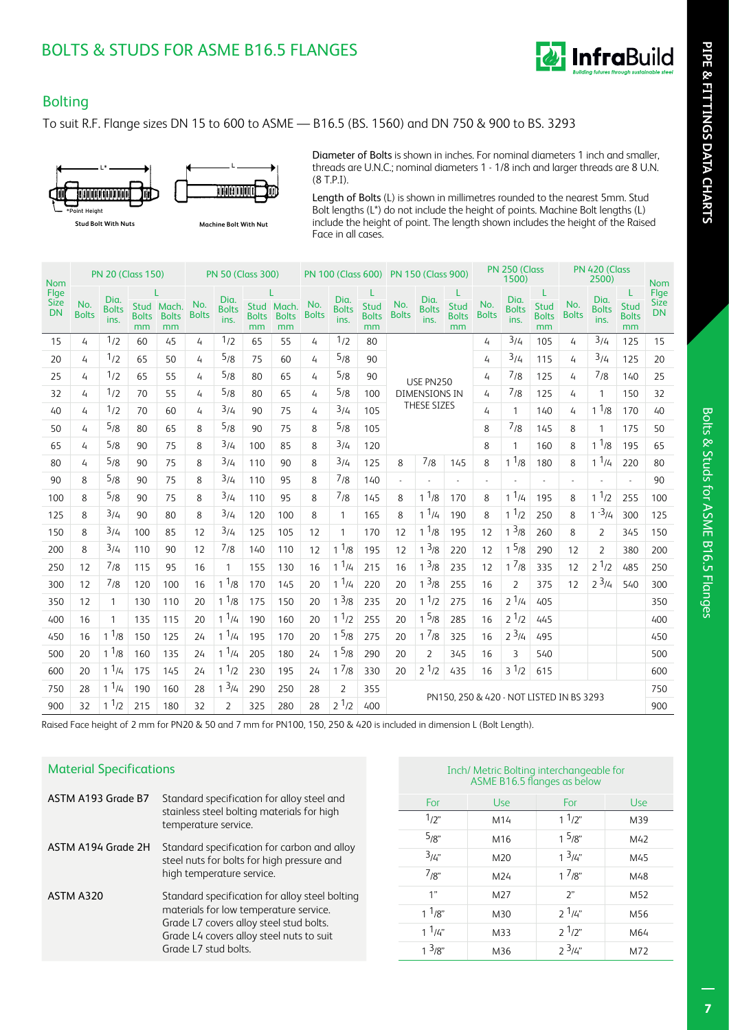# BOLTS & STUDS FOR ASME B16.5 FLANGES

## Bolting

To suit R.F. Flange sizes DN 15 to 600 to ASME — B16.5 (BS. 1560) and DN 750 & 900 to BS. 3293

Stud Bolt With Nuts

Machine Bolt With Nut

**Diameter of Bolts** is shown in inches. For nominal diameters 1 inch and smaller, threads are U.N.C.; nominal diameters 1 - 1/8 inch and larger threads are 8 U.N. (8 T.P.I).

**Length of Bolts** (L) is shown in millimetres rounded to the nearest 5mm. Stud Bolt lengths (L*) do not include the height of points. Machine Bolt lengths (L) include the height of point. The length shown includes the height of the Raised Face in all cases.

| Nom Flge Size DN | PN 20 (Class 150) | | | | PN 50 (Class 300) | | | | PN 100 (Class 600) | | | PN 150 (Class 900) | | | PN 250 (Class 1500) | | | PN 420 (Class 2500) | | | Nom Flge Size DN |
|---|---|---|---|---|---|---|---|---|---|---|---|---|---|---|---|---|---|---|---|---|---|
| | No. Bolts | Dia. Bolts ins. | L Stud Bolts mm | L Mach. Bolts mm | No. Bolts | Dia. Bolts ins. | L Stud Bolts mm | L Mach. Bolts mm | No. Bolts | Dia. Bolts ins. | L Stud Bolts mm | No. Bolts | Dia. Bolts ins. | L Stud Bolts mm | No. Bolts | Dia. Bolts ins. | L Stud Bolts mm | No. Bolts | Dia. Bolts ins. | L Stud Bolts mm | |
| 15 | 4 | 1/2 | 60 | 45 | 4 | 1/2 | 65 | 55 | 4 | 1/2 | 80 | USE PN250 DIMENSIONS IN THESE SIZES | | | 4 | 3/4 | 105 | 4 | 3/4 | 125 | 15 |
| 20 | 4 | 1/2 | 65 | 50 | 4 | 5/8 | 75 | 60 | 4 | 5/8 | 90 | | | | 4 | 3/4 | 115 | 4 | 3/4 | 125 | 20 |
| 25 | 4 | 1/2 | 65 | 55 | 4 | 5/8 | 80 | 65 | 4 | 5/8 | 90 | | | | 4 | 7/8 | 125 | 4 | 7/8 | 140 | 25 |
| 32 | 4 | 1/2 | 70 | 55 | 4 | 5/8 | 80 | 65 | 4 | 5/8 | 100 | | | | 4 | 7/8 | 125 | 4 | 1 | 150 | 32 |
| 40 | 4 | 1/2 | 70 | 60 | 4 | 3/4 | 90 | 75 | 4 | 3/4 | 105 | | | | 4 | 1 | 140 | 4 | 1 1/8 | 170 | 40 |
| 50 | 4 | 5/8 | 80 | 65 | 8 | 5/8 | 90 | 75 | 8 | 5/8 | 105 | | | | 8 | 7/8 | 145 | 8 | 1 | 175 | 50 |
| 65 | 4 | 5/8 | 90 | 75 | 8 | 3/4 | 100 | 85 | 8 | 3/4 | 120 | | | | 8 | 1 | 160 | 8 | 1 1/8 | 195 | 65 |
| 80 | 4 | 5/8 | 90 | 75 | 8 | 3/4 | 110 | 90 | 8 | 3/4 | 125 | 8 | 7/8 | 145 | 8 | 1 1/8 | 180 | 8 | 1 1/4 | 220 | 80 |
| 90 | 8 | 5/8 | 90 | 75 | 8 | 3/4 | 110 | 95 | 8 | 7/8 | 140 | - | - | - | - | - | - | - | - | - | 90 |
| 100 | 8 | 5/8 | 90 | 75 | 8 | 3/4 | 110 | 95 | 8 | 7/8 | 145 | 8 | 1 1/8 | 170 | 8 | 1 1/4 | 195 | 8 | 1 1/2 | 255 | 100 |
| 125 | 8 | 3/4 | 90 | 80 | 8 | 3/4 | 120 | 100 | 8 | 1 | 165 | 8 | 1 1/4 | 190 | 8 | 1 1/2 | 250 | 8 | 1 3/4 | 300 | 125 |
| 150 | 8 | 3/4 | 100 | 85 | 12 | 3/4 | 125 | 105 | 12 | 1 | 170 | 12 | 1 1/8 | 195 | 12 | 1 3/8 | 260 | 8 | 2 | 345 | 150 |
| 200 | 8 | 3/4 | 110 | 90 | 12 | 7/8 | 140 | 110 | 12 | 1 1/8 | 195 | 12 | 1 3/8 | 220 | 12 | 1 5/8 | 290 | 12 | 2 | 380 | 200 |
| 250 | 12 | 7/8 | 115 | 95 | 16 | 1 | 155 | 130 | 16 | 1 1/4 | 215 | 16 | 1 3/8 | 235 | 12 | 1 7/8 | 335 | 12 | 2 1/2 | 485 | 250 |
| 300 | 12 | 7/8 | 120 | 100 | 16 | 1 1/8 | 170 | 145 | 20 | 1 1/4 | 220 | 20 | 1 3/8 | 255 | 16 | 2 | 375 | 12 | 2 3/4 | 540 | 300 |
| 350 | 12 | 1 | 130 | 110 | 20 | 1 1/8 | 175 | 150 | 20 | 1 3/8 | 235 | 20 | 1 1/2 | 275 | 16 | 2 1/4 | 405 | | | | 350 |
| 400 | 16 | 1 | 135 | 115 | 20 | 1 1/4 | 190 | 160 | 20 | 1 1/2 | 255 | 20 | 1 5/8 | 285 | 16 | 2 1/2 | 445 | | | | 400 |
| 450 | 16 | 1 1/8 | 150 | 125 | 24 | 1 1/4 | 195 | 170 | 20 | 1 5/8 | 275 | 20 | 1 7/8 | 325 | 16 | 2 3/4 | 495 | | | | 450 |
| 500 | 20 | 1 1/8 | 160 | 135 | 24 | 1 1/4 | 205 | 180 | 24 | 1 5/8 | 290 | 20 | 2 | 345 | 16 | 3 | 540 | | | | 500 |
| 600 | 20 | 1 1/4 | 175 | 145 | 24 | 1 1/2 | 230 | 195 | 24 | 1 7/8 | 330 | 20 | 2 1/2 | 435 | 16 | 3 1/2 | 615 | | | | 600 |
| 750 | 28 | 1 1/4 | 190 | 160 | 28 | 1 3/4 | 290 | 250 | 28 | 2 | 355 | PN150, 250 & 420 - NOT LISTED IN BS 3293 | | | | | | | | | 750 |
| 900 | 32 | 1 1/2 | 215 | 180 | 32 | 2 | 325 | 280 | 28 | 2 1/2 | 400 | | | | | | | | | | 900 |

Raised Face height of 2 mm for PN20 & 50 and 7 mm for PN100, 150, 250 & 420 is included in dimension L (Bolt Length).

## Material Specifications

| | |
|---|---|
| ASTM A193 Grade B7 | Standard specification for alloy steel and stainless steel bolting materials for high temperature service. |
| ASTM A194 Grade 2H | Standard specification for carbon and alloy steel nuts for bolts for high pressure and high temperature service. |
| ASTM A320 | Standard specification for alloy steel bolting materials for low temperature service. Grade L7 covers alloy steel stud bolts. Grade L4 covers alloy steel nuts to suit Grade L7 stud bolts. |

| Inch/ Metric Bolting interchangeable for ASME B16.5 flanges as below | | | |
|---|---|---|---|
| For | Use | For | Use |
| 1/2" | M14 | 1 1/2" | M39 |
| 5/8" | M16 | 1 5/8" | M42 |
| 3/4" | M20 | 1 3/4" | M45 |
| 7/8" | M24 | 1 7/8" | M48 |
| 1" | M27 | 2" | M52 |
| 1 1/8" | M30 | 2 1/4" | M56 |
| 1 1/4" | M33 | 2 1/2" | M64 |
| 1 3/8" | M36 | 2 3/4" | M72 |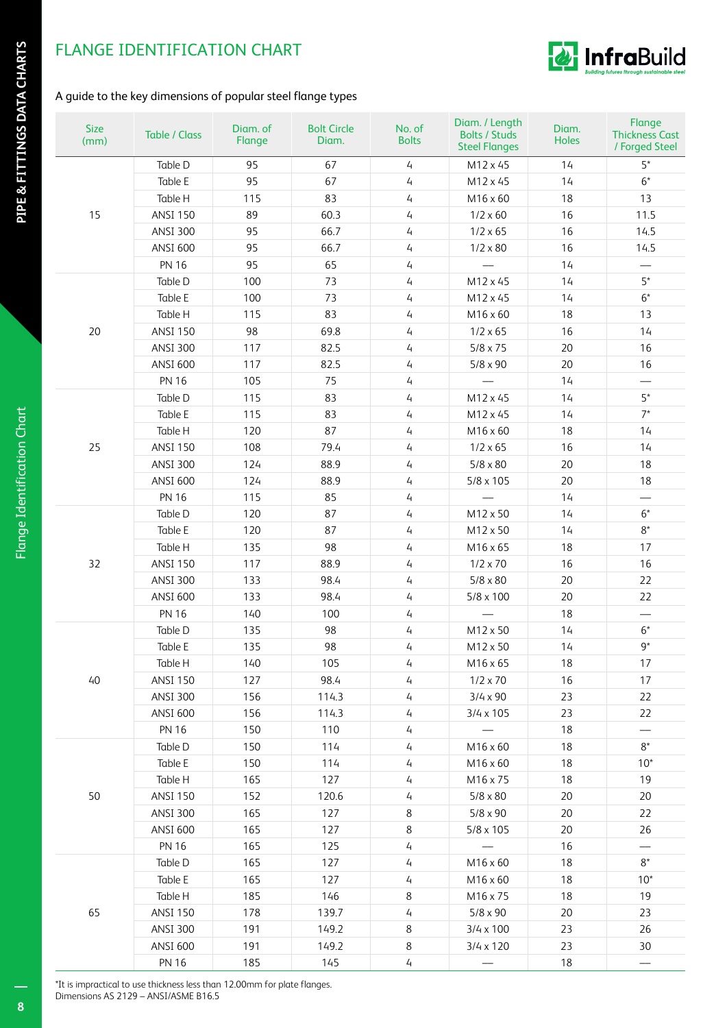# FLANGE IDENTIFICATION CHART

A guide to the key dimensions of popular steel flange types

| Size (mm) | Table / Class | Diam. of Flange | Bolt Circle Diam. | No. of Bolts | Diam. / Length Bolts / Studs Steel Flanges | Diam. Holes | Flange Thickness Cast / Forged Steel |
|---|---|---|---|---|---|---|---|
| 15 | Table D | 95 | 67 | 4 | M12 x 45 | 14 | 5* |
| | Table E | 95 | 67 | 4 | M12 x 45 | 14 | 6* |
| | Table H | 115 | 83 | 4 | M16 x 60 | 18 | 13 |
| | ANSI 150 | 89 | 60.3 | 4 | 1/2 x 60 | 16 | 11.5 |
| | ANSI 300 | 95 | 66.7 | 4 | 1/2 x 65 | 16 | 14.5 |
| | ANSI 600 | 95 | 66.7 | 4 | 1/2 x 80 | 16 | 14.5 |
| | PN 16 | 95 | 65 | 4 | — | 14 | — |
| 20 | Table D | 100 | 73 | 4 | M12 x 45 | 14 | 5* |
| | Table E | 100 | 73 | 4 | M12 x 45 | 14 | 6* |
| | Table H | 115 | 83 | 4 | M16 x 60 | 18 | 13 |
| | ANSI 150 | 98 | 69.8 | 4 | 1/2 x 65 | 16 | 14 |
| | ANSI 300 | 117 | 82.5 | 4 | 5/8 x 75 | 20 | 16 |
| | ANSI 600 | 117 | 82.5 | 4 | 5/8 x 90 | 20 | 16 |
| | PN 16 | 105 | 75 | 4 | — | 14 | — |
| 25 | Table D | 115 | 83 | 4 | M12 x 45 | 14 | 5* |
| | Table E | 115 | 83 | 4 | M12 x 45 | 14 | 7* |
| | Table H | 120 | 87 | 4 | M16 x 60 | 18 | 14 |
| | ANSI 150 | 108 | 79.4 | 4 | 1/2 x 65 | 16 | 14 |
| | ANSI 300 | 124 | 88.9 | 4 | 5/8 x 80 | 20 | 18 |
| | ANSI 600 | 124 | 88.9 | 4 | 5/8 x 105 | 20 | 18 |
| | PN 16 | 115 | 85 | 4 | — | 14 | — |
| 32 | Table D | 120 | 87 | 4 | M12 x 50 | 14 | 6* |
| | Table E | 120 | 87 | 4 | M12 x 50 | 14 | 8* |
| | Table H | 135 | 98 | 4 | M16 x 65 | 18 | 17 |
| | ANSI 150 | 117 | 88.9 | 4 | 1/2 x 70 | 16 | 16 |
| | ANSI 300 | 133 | 98.4 | 4 | 5/8 x 80 | 20 | 22 |
| | ANSI 600 | 133 | 98.4 | 4 | 5/8 x 100 | 20 | 22 |
| | PN 16 | 140 | 100 | 4 | — | 18 | — |
| 40 | Table D | 135 | 98 | 4 | M12 x 50 | 14 | 6* |
| | Table E | 135 | 98 | 4 | M12 x 50 | 14 | 9* |
| | Table H | 140 | 105 | 4 | M16 x 65 | 18 | 17 |
| | ANSI 150 | 127 | 98.4 | 4 | 1/2 x 70 | 16 | 17 |
| | ANSI 300 | 156 | 114.3 | 4 | 3/4 x 90 | 23 | 22 |
| | ANSI 600 | 156 | 114.3 | 4 | 3/4 x 105 | 23 | 22 |
| | PN 16 | 150 | 110 | 4 | — | 18 | — |
| 50 | Table D | 150 | 114 | 4 | M16 x 60 | 18 | 8* |
| | Table E | 150 | 114 | 4 | M16 x 60 | 18 | 10* |
| | Table H | 165 | 127 | 4 | M16 x 75 | 18 | 19 |
| | ANSI 150 | 152 | 120.6 | 4 | 5/8 x 80 | 20 | 20 |
| | ANSI 300 | 165 | 127 | 8 | 5/8 x 90 | 20 | 22 |
| | ANSI 600 | 165 | 127 | 8 | 5/8 x 105 | 20 | 26 |
| | PN 16 | 165 | 125 | 4 | — | 16 | — |
| 65 | Table D | 165 | 127 | 4 | M16 x 60 | 18 | 8* |
| | Table E | 165 | 127 | 4 | M16 x 60 | 18 | 10* |
| | Table H | 185 | 146 | 8 | M16 x 75 | 18 | 19 |
| | ANSI 150 | 178 | 139.7 | 4 | 5/8 x 90 | 20 | 23 |
| | ANSI 300 | 191 | 149.2 | 8 | 3/4 x 100 | 23 | 26 |
| | ANSI 600 | 191 | 149.2 | 8 | 3/4 x 120 | 23 | 30 |
| | PN 16 | 185 | 145 | 4 | — | 18 | — |

*It is impractical to use thickness less than 12.00mm for plate flanges.
Dimensions AS 2129 – ANSI/ASME B16.5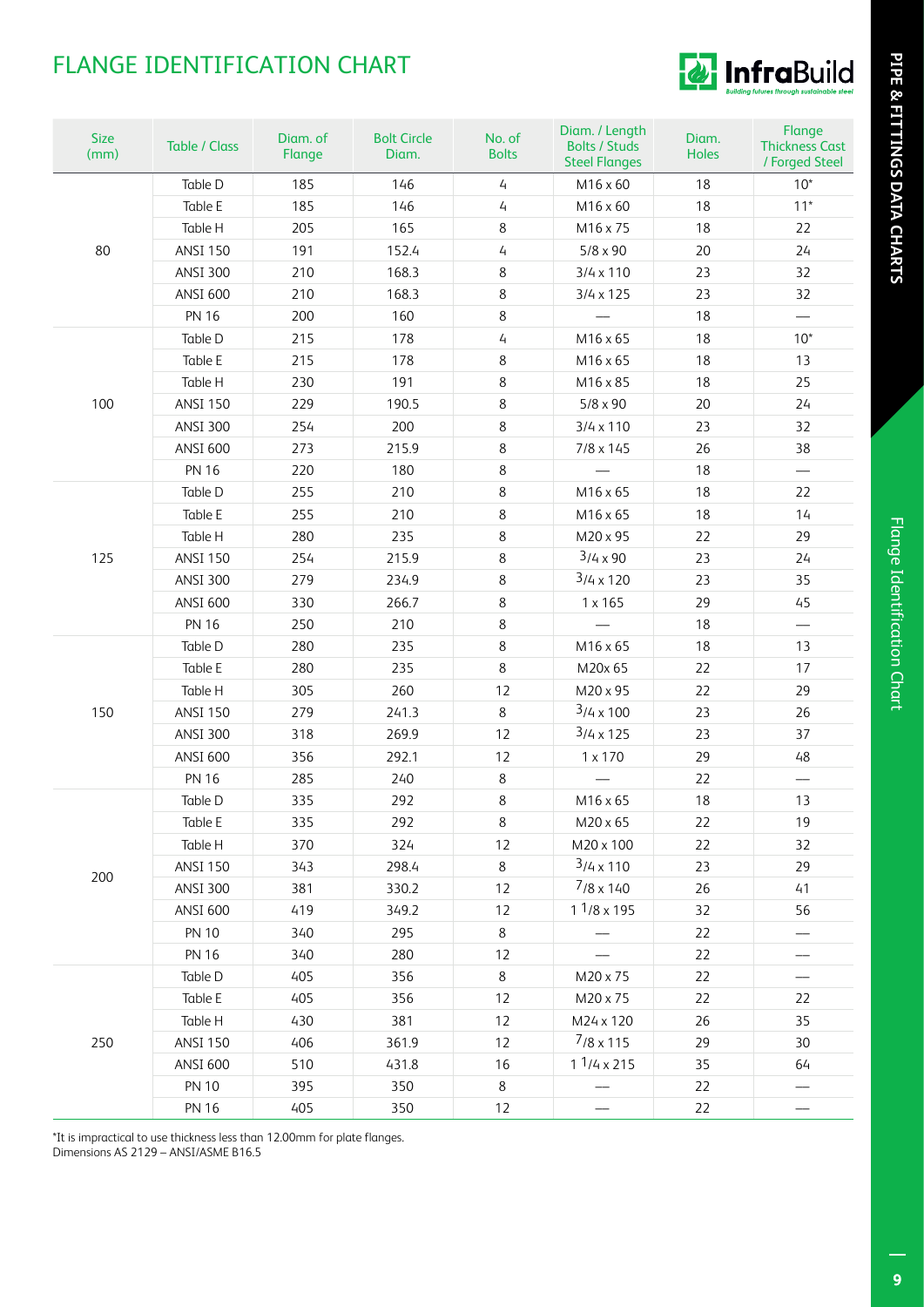# FLANGE IDENTIFICATION CHART

| Size (mm) | Table / Class | Diam. of Flange | Bolt Circle Diam. | No. of Bolts | Diam. / Length Bolts / Studs Steel Flanges | Diam. Holes | Flange Thickness Cast / Forged Steel |
|---|---|---|---|---|---|---|---|
| 80 | Table D | 185 | 146 | 4 | M16 x 60 | 18 | 10* |
| | Table E | 185 | 146 | 4 | M16 x 60 | 18 | 11* |
| | Table H | 205 | 165 | 8 | M16 x 75 | 18 | 22 |
| | ANSI 150 | 191 | 152.4 | 4 | 5/8 x 90 | 20 | 24 |
| | ANSI 300 | 210 | 168.3 | 8 | 3/4 x 110 | 23 | 32 |
| | ANSI 600 | 210 | 168.3 | 8 | 3/4 x 125 | 23 | 32 |
| | PN 16 | 200 | 160 | 8 | — | 18 | — |
| 100 | Table D | 215 | 178 | 4 | M16 x 65 | 18 | 10* |
| | Table E | 215 | 178 | 8 | M16 x 65 | 18 | 13 |
| | Table H | 230 | 191 | 8 | M16 x 85 | 18 | 25 |
| | ANSI 150 | 229 | 190.5 | 8 | 5/8 x 90 | 20 | 24 |
| | ANSI 300 | 254 | 200 | 8 | 3/4 x 110 | 23 | 32 |
| | ANSI 600 | 273 | 215.9 | 8 | 7/8 x 145 | 26 | 38 |
| | PN 16 | 220 | 180 | 8 | — | 18 | — |
| 125 | Table D | 255 | 210 | 8 | M16 x 65 | 18 | 22 |
| | Table E | 255 | 210 | 8 | M16 x 65 | 18 | 14 |
| | Table H | 280 | 235 | 8 | M20 x 95 | 22 | 29 |
| | ANSI 150 | 254 | 215.9 | 8 | 3/4 x 90 | 23 | 24 |
| | ANSI 300 | 279 | 234.9 | 8 | 3/4 x 120 | 23 | 35 |
| | ANSI 600 | 330 | 266.7 | 8 | 1 x 165 | 29 | 45 |
| | PN 16 | 250 | 210 | 8 | — | 18 | — |
| 150 | Table D | 280 | 235 | 8 | M16 x 65 | 18 | 13 |
| | Table E | 280 | 235 | 8 | M20x 65 | 22 | 17 |
| | Table H | 305 | 260 | 12 | M20 x 95 | 22 | 29 |
| | ANSI 150 | 279 | 241.3 | 8 | 3/4 x 100 | 23 | 26 |
| | ANSI 300 | 318 | 269.9 | 12 | 3/4 x 125 | 23 | 37 |
| | ANSI 600 | 356 | 292.1 | 12 | 1 x 170 | 29 | 48 |
| | PN 16 | 285 | 240 | 8 | — | 22 | — |
| 200 | Table D | 335 | 292 | 8 | M16 x 65 | 18 | 13 |
| | Table E | 335 | 292 | 8 | M20 x 65 | 22 | 19 |
| | Table H | 370 | 324 | 12 | M20 x 100 | 22 | 32 |
| | ANSI 150 | 343 | 298.4 | 8 | 3/4 x 110 | 23 | 29 |
| | ANSI 300 | 381 | 330.2 | 12 | 7/8 x 140 | 26 | 41 |
| | ANSI 600 | 419 | 349.2 | 12 | 1 1/8 x 195 | 32 | 56 |
| | PN 10 | 340 | 295 | 8 | — | 22 | — |
| | PN 16 | 340 | 280 | 12 | — | 22 | — |
| 250 | Table D | 405 | 356 | 8 | M20 x 75 | 22 | — |
| | Table E | 405 | 356 | 12 | M20 x 75 | 22 | 22 |
| | Table H | 430 | 381 | 12 | M24 x 120 | 26 | 35 |
| | ANSI 150 | 406 | 361.9 | 12 | 7/8 x 115 | 29 | 30 |
| | ANSI 600 | 510 | 431.8 | 16 | 1 1/4 x 215 | 35 | 64 |
| | PN 10 | 395 | 350 | 8 | — | 22 | — |
| | PN 16 | 405 | 350 | 12 | — | 22 | — |

*It is impractical to use thickness less than 12.00mm for plate flanges.
Dimensions AS 2129 – ANSI/ASME B16.5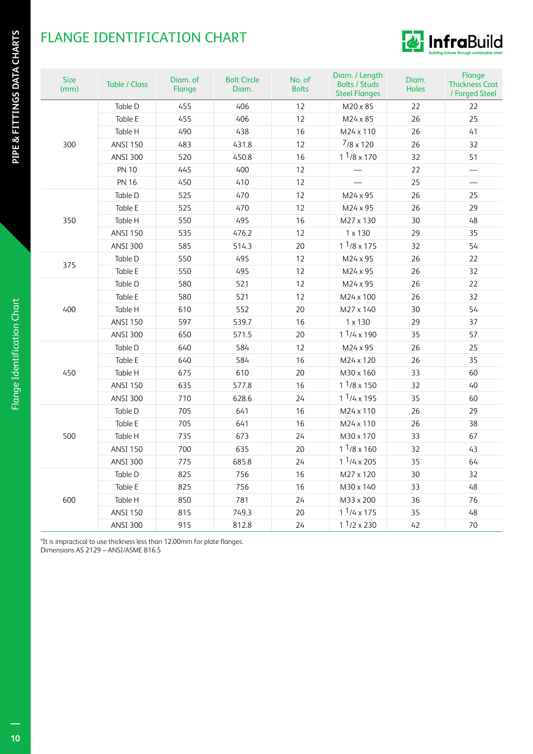# FLANGE IDENTIFICATION CHART

| Size (mm) | Table / Class | Diam. of Flange | Bolt Circle Diam. | No. of Bolts | Diam. / Length Bolts / Studs Steel Flanges | Diam. Holes | Flange Thickness Cast / Forged Steel |
|---|---|---|---|---|---|---|---|
| 300 | Table D | 455 | 406 | 12 | M20 x 85 | 22 | 22 |
| | Table E | 455 | 406 | 12 | M24 x 85 | 26 | 25 |
| | Table H | 490 | 438 | 16 | M24 x 110 | 26 | 41 |
| | ANSI 150 | 483 | 431.8 | 12 | 7/8 x 120 | 26 | 32 |
| | ANSI 300 | 520 | 450.8 | 16 | 1 1/8 x 170 | 32 | 51 |
| | PN 10 | 445 | 400 | 12 | — | 22 | — |
| | PN 16 | 450 | 410 | 12 | — | 25 | — |
| 350 | Table D | 525 | 470 | 12 | M24 x 95 | 26 | 25 |
| | Table E | 525 | 470 | 12 | M24 x 95 | 26 | 29 |
| | Table H | 550 | 495 | 16 | M27 x 130 | 30 | 48 |
| | ANSI 150 | 535 | 476.2 | 12 | 1 x 130 | 29 | 35 |
| | ANSI 300 | 585 | 514.3 | 20 | 1 1/8 x 175 | 32 | 54 |
| 375 | Table D | 550 | 495 | 12 | M24 x 95 | 26 | 22 |
| | Table E | 550 | 495 | 12 | M24 x 95 | 26 | 32 |
| 400 | Table D | 580 | 521 | 12 | M24 x 95 | 26 | 22 |
| | Table E | 580 | 521 | 12 | M24 x 100 | 26 | 32 |
| | Table H | 610 | 552 | 20 | M27 x 140 | 30 | 54 |
| | ANSI 150 | 597 | 539.7 | 16 | 1 x 130 | 29 | 37 |
| | ANSI 300 | 650 | 571.5 | 20 | 1 1/4 x 190 | 35 | 57 |
| 450 | Table D | 640 | 584 | 12 | M24 x 95 | 26 | 25 |
| | Table E | 640 | 584 | 16 | M24 x 120 | 26 | 35 |
| | Table H | 675 | 610 | 20 | M30 x 160 | 33 | 60 |
| | ANSI 150 | 635 | 577.8 | 16 | 1 1/8 x 150 | 32 | 40 |
| | ANSI 300 | 710 | 628.6 | 24 | 1 1/4 x 195 | 35 | 60 |
| 500 | Table D | 705 | 641 | 16 | M24 x 110 | 26 | 29 |
| | Table E | 705 | 641 | 16 | M24 x 110 | 26 | 38 |
| | Table H | 735 | 673 | 24 | M30 x 170 | 33 | 67 |
| | ANSI 150 | 700 | 635 | 20 | 1 1/8 x 160 | 32 | 43 |
| | ANSI 300 | 775 | 685.8 | 24 | 1 1/4 x 205 | 35 | 64 |
| 600 | Table D | 825 | 756 | 16 | M27 x 120 | 30 | 32 |
| | Table E | 825 | 756 | 16 | M30 x 140 | 33 | 48 |
| | Table H | 850 | 781 | 24 | M33 x 200 | 36 | 76 |
| | ANSI 150 | 815 | 749.3 | 20 | 1 1/4 x 175 | 35 | 48 |
| | ANSI 300 | 915 | 812.8 | 24 | 1 1/2 x 230 | 42 | 70 |

*It is impractical to use thickness less than 12.00mm for plate flanges.
Dimensions AS 2129 – ANSI/ASME B16.5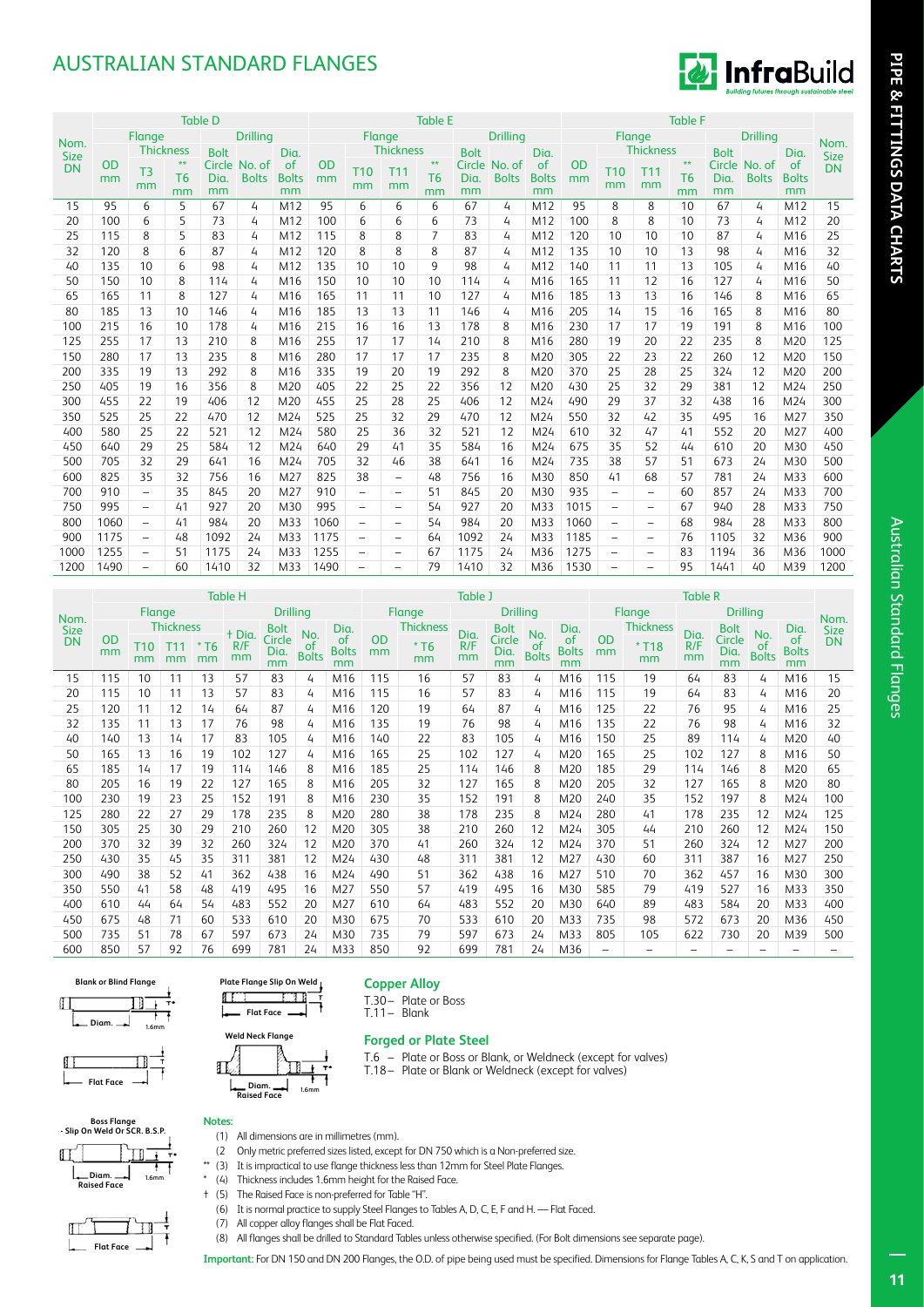# AUSTRALIAN STANDARD FLANGES

| Nom. Size DN | Table D | | | | | | Table E | | | | | | | Table F | | | | | | | Nom. Size DN |
|---|---|---|---|---|---|---|---|---|---|---|---|---|---|---|---|---|---|---|---|---|---|
| | Flange | | | Drilling | | | Flange | | | | Drilling | | | Flange | | | | Drilling | | | |
| | OD mm | Thickness T3 mm | Thickness ** T6 mm | Bolt Circle Dia. mm | No. of Bolts | Dia. of Bolts mm | OD mm | Thickness T10 mm | Thickness T11 mm | Thickness ** T6 mm | Bolt Circle Dia. mm | No. of Bolts | Dia. of Bolts mm | OD mm | Thickness T10 mm | Thickness T11 mm | Thickness ** T6 mm | Bolt Circle Dia. mm | No. of Bolts | Dia. of Bolts mm | |
| 15 | 95 | 6 | 5 | 67 | 4 | M12 | 95 | 6 | 6 | 6 | 67 | 4 | M12 | 95 | 8 | 8 | 10 | 67 | 4 | M12 | 15 |
| 20 | 100 | 6 | 5 | 73 | 4 | M12 | 100 | 6 | 6 | 6 | 73 | 4 | M12 | 100 | 8 | 8 | 10 | 73 | 4 | M12 | 20 |
| 25 | 115 | 8 | 5 | 83 | 4 | M12 | 115 | 8 | 8 | 7 | 83 | 4 | M12 | 120 | 10 | 10 | 10 | 87 | 4 | M16 | 25 |
| 32 | 120 | 8 | 6 | 87 | 4 | M12 | 120 | 8 | 8 | 8 | 87 | 4 | M12 | 135 | 10 | 10 | 13 | 98 | 4 | M16 | 32 |
| 40 | 135 | 10 | 6 | 98 | 4 | M12 | 135 | 10 | 10 | 9 | 98 | 4 | M12 | 140 | 11 | 11 | 13 | 105 | 4 | M16 | 40 |
| 50 | 150 | 10 | 8 | 114 | 4 | M16 | 150 | 10 | 10 | 10 | 114 | 4 | M16 | 165 | 11 | 12 | 16 | 127 | 4 | M16 | 50 |
| 65 | 165 | 11 | 8 | 127 | 4 | M16 | 165 | 11 | 11 | 10 | 127 | 4 | M16 | 185 | 13 | 13 | 16 | 146 | 8 | M16 | 65 |
| 80 | 185 | 13 | 10 | 146 | 4 | M16 | 185 | 13 | 13 | 11 | 146 | 4 | M16 | 205 | 14 | 15 | 16 | 165 | 8 | M16 | 80 |
| 100 | 215 | 16 | 10 | 178 | 4 | M16 | 215 | 16 | 16 | 13 | 178 | 8 | M16 | 230 | 17 | 17 | 19 | 191 | 8 | M16 | 100 |
| 125 | 255 | 17 | 13 | 210 | 8 | M16 | 255 | 17 | 17 | 14 | 210 | 8 | M16 | 280 | 19 | 20 | 22 | 235 | 8 | M20 | 125 |
| 150 | 280 | 17 | 13 | 235 | 8 | M16 | 280 | 17 | 17 | 17 | 235 | 8 | M20 | 305 | 22 | 23 | 22 | 260 | 12 | M20 | 150 |
| 200 | 335 | 19 | 13 | 292 | 8 | M16 | 335 | 19 | 20 | 19 | 292 | 8 | M20 | 370 | 25 | 28 | 25 | 324 | 12 | M20 | 200 |
| 250 | 405 | 19 | 16 | 356 | 8 | M20 | 405 | 22 | 25 | 22 | 356 | 12 | M20 | 430 | 25 | 32 | 29 | 381 | 12 | M24 | 250 |
| 300 | 455 | 22 | 19 | 406 | 12 | M20 | 455 | 25 | 28 | 25 | 406 | 12 | M24 | 490 | 29 | 37 | 32 | 438 | 16 | M24 | 300 |
| 350 | 525 | 25 | 22 | 470 | 12 | M24 | 525 | 25 | 32 | 29 | 470 | 12 | M24 | 550 | 32 | 42 | 35 | 495 | 16 | M27 | 350 |
| 400 | 580 | 25 | 22 | 521 | 12 | M24 | 580 | 25 | 36 | 32 | 521 | 12 | M24 | 610 | 32 | 47 | 41 | 552 | 20 | M27 | 400 |
| 450 | 640 | 29 | 25 | 584 | 12 | M24 | 640 | 29 | 41 | 35 | 584 | 16 | M24 | 675 | 35 | 52 | 44 | 610 | 20 | M30 | 450 |
| 500 | 705 | 32 | 29 | 641 | 16 | M24 | 705 | 32 | 46 | 38 | 641 | 16 | M24 | 735 | 38 | 57 | 51 | 673 | 24 | M30 | 500 |
| 600 | 825 | 35 | 32 | 756 | 16 | M27 | 825 | 38 | – | 48 | 756 | 16 | M30 | 850 | 41 | 68 | 57 | 781 | 24 | M33 | 600 |
| 700 | 910 | – | 35 | 845 | 20 | M27 | 910 | – | – | 51 | 845 | 20 | M30 | 935 | – | – | 60 | 857 | 24 | M33 | 700 |
| 750 | 995 | – | 41 | 927 | 20 | M30 | 995 | – | – | 54 | 927 | 20 | M33 | 1015 | – | – | 67 | 940 | 28 | M33 | 750 |
| 800 | 1060 | – | 41 | 984 | 20 | M33 | 1060 | – | – | 54 | 984 | 20 | M33 | 1060 | – | – | 68 | 984 | 28 | M33 | 800 |
| 900 | 1175 | – | 48 | 1092 | 24 | M33 | 1175 | – | – | 64 | 1092 | 24 | M33 | 1185 | – | – | 76 | 1105 | 32 | M36 | 900 |
| 1000 | 1255 | – | 51 | 1175 | 24 | M33 | 1255 | – | – | 67 | 1175 | 24 | M36 | 1275 | – | – | 83 | 1194 | 36 | M36 | 1000 |
| 1200 | 1490 | – | 60 | 1410 | 32 | M33 | 1490 | – | – | 79 | 1410 | 32 | M36 | 1530 | – | – | 95 | 1441 | 40 | M39 | 1200 |

| Nom. Size DN | Table H | | | | | | | | Table J | | | | | | Table R | | | | | | Nom. Size DN |
|---|---|---|---|---|---|---|---|---|---|---|---|---|---|---|---|---|---|---|---|---|---|
| | Flange | | | | | Drilling | | | Flange | | | Drilling | | | Flange | | | Drilling | | | |
| | OD mm | Thickness T10 mm | Thickness T11 mm | Thickness * T6 mm | † Dia. R/F mm | Bolt Circle Dia. mm | No. of Bolts | Dia. of Bolts mm | OD mm | Thickness * T6 mm | Dia. R/F mm | Bolt Circle Dia. mm | No. of Bolts | Dia. of Bolts mm | OD mm | Thickness * T18 mm | Dia. R/F mm | Bolt Circle Dia. mm | No. of Bolts | Dia. of Bolts mm | |
| 15 | 115 | 10 | 11 | 13 | 57 | 83 | 4 | M16 | 115 | 16 | 57 | 83 | 4 | M16 | 115 | 19 | 64 | 83 | 4 | M16 | 15 |
| 20 | 115 | 10 | 11 | 13 | 57 | 83 | 4 | M16 | 115 | 16 | 57 | 83 | 4 | M16 | 115 | 19 | 64 | 83 | 4 | M16 | 20 |
| 25 | 120 | 11 | 12 | 14 | 64 | 87 | 4 | M16 | 120 | 19 | 64 | 87 | 4 | M16 | 125 | 22 | 76 | 95 | 4 | M16 | 25 |
| 32 | 135 | 11 | 13 | 17 | 76 | 98 | 4 | M16 | 135 | 19 | 76 | 98 | 4 | M16 | 135 | 22 | 76 | 98 | 4 | M16 | 32 |
| 40 | 140 | 13 | 14 | 17 | 83 | 105 | 4 | M16 | 140 | 22 | 83 | 105 | 4 | M16 | 150 | 25 | 89 | 114 | 4 | M20 | 40 |
| 50 | 165 | 13 | 16 | 19 | 102 | 127 | 4 | M16 | 165 | 25 | 102 | 127 | 4 | M20 | 165 | 25 | 102 | 127 | 8 | M16 | 50 |
| 65 | 185 | 14 | 17 | 19 | 114 | 146 | 8 | M16 | 185 | 25 | 114 | 146 | 8 | M20 | 185 | 29 | 114 | 146 | 8 | M20 | 65 |
| 80 | 205 | 16 | 19 | 22 | 127 | 165 | 8 | M16 | 205 | 32 | 127 | 165 | 8 | M20 | 205 | 32 | 127 | 165 | 8 | M20 | 80 |
| 100 | 230 | 19 | 23 | 25 | 152 | 191 | 8 | M16 | 230 | 35 | 152 | 191 | 8 | M20 | 240 | 35 | 152 | 197 | 8 | M24 | 100 |
| 125 | 280 | 22 | 27 | 29 | 178 | 235 | 8 | M20 | 280 | 38 | 178 | 235 | 8 | M24 | 280 | 41 | 178 | 235 | 12 | M24 | 125 |
| 150 | 305 | 25 | 30 | 29 | 210 | 260 | 12 | M20 | 305 | 38 | 210 | 260 | 12 | M24 | 305 | 44 | 210 | 260 | 12 | M24 | 150 |
| 200 | 370 | 32 | 39 | 32 | 260 | 324 | 12 | M20 | 370 | 41 | 260 | 324 | 12 | M24 | 370 | 51 | 260 | 324 | 12 | M27 | 200 |
| 250 | 430 | 35 | 45 | 35 | 311 | 381 | 12 | M24 | 430 | 48 | 311 | 381 | 12 | M27 | 430 | 60 | 311 | 387 | 16 | M27 | 250 |
| 300 | 490 | 38 | 52 | 41 | 362 | 438 | 16 | M24 | 490 | 51 | 362 | 438 | 16 | M27 | 510 | 70 | 362 | 457 | 16 | M30 | 300 |
| 350 | 550 | 41 | 58 | 48 | 419 | 495 | 16 | M27 | 550 | 57 | 419 | 495 | 16 | M30 | 585 | 79 | 419 | 527 | 16 | M33 | 350 |
| 400 | 610 | 44 | 64 | 54 | 483 | 552 | 20 | M27 | 610 | 64 | 483 | 552 | 20 | M30 | 640 | 89 | 483 | 584 | 20 | M33 | 400 |
| 450 | 675 | 48 | 71 | 60 | 533 | 610 | 20 | M30 | 675 | 70 | 533 | 610 | 20 | M33 | 735 | 98 | 572 | 673 | 20 | M36 | 450 |
| 500 | 735 | 51 | 78 | 67 | 597 | 673 | 24 | M30 | 735 | 79 | 597 | 673 | 24 | M33 | 805 | 105 | 622 | 730 | 20 | M39 | 500 |
| 600 | 850 | 57 | 92 | 76 | 699 | 781 | 24 | M33 | 850 | 92 | 699 | 781 | 24 | M36 | – | – | – | – | – | – | – |

Blank or Blind Flange — Diam. — 1.6mm — T* — Flat Face

Plate Flange Slip On Weld — Flat Face

Weld Neck Flange — Diam. — Raised Face — 1.6mm — T*

Boss Flange - Slip On Weld Or SCR. B.S.P. — Diam. — Raised Face — 1.6mm — T* — Flat Face

### Copper Alloy

T.30 – Plate or Boss
T.11 – Blank

### Forged or Plate Steel

T.6 – Plate or Boss or Blank, or Weldneck (except for valves)
T.18 – Plate or Blank or Weldneck (except for valves)

**Notes:**

- (1) All dimensions are in millimetres (mm).
- (2) Only metric preferred sizes listed, except for DN 750 which is a Non-preferred size.
- ** (3) It is impractical to use flange thickness less than 12mm for Steel Plate Flanges.
- * (4) Thickness includes 1.6mm height for the Raised Face.
- † (5) The Raised Face is non-preferred for Table "H".
- (6) It is normal practice to supply Steel Flanges to Tables A, D, C, E, F and H. — Flat Faced.
- (7) All copper alloy flanges shall be Flat Faced.
- (8) All flanges shall be drilled to Standard Tables unless otherwise specified. (For Bolt dimensions see separate page).

**Important:** For DN 150 and DN 200 Flanges, the O.D. of pipe being used must be specified. Dimensions for Flange Tables A, C, K, S and T on application.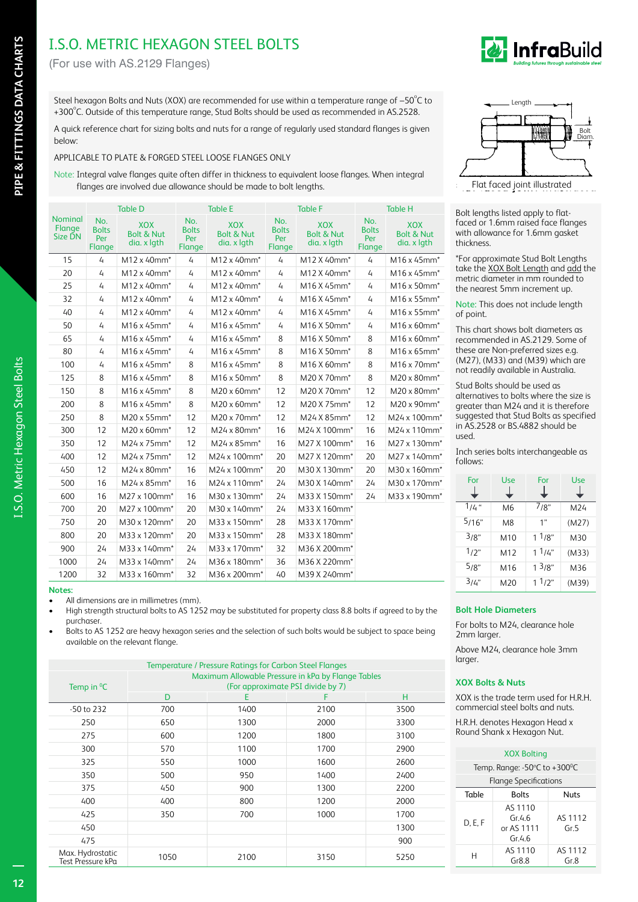# I.S.O. METRIC HEXAGON STEEL BOLTS

(For use with AS.2129 Flanges)

Steel hexagon Bolts and Nuts (XOX) are recommended for use within a temperature range of –50°C to +300°C. Outside of this temperature range, Stud Bolts should be used as recommended in AS.2528.

A quick reference chart for sizing bolts and nuts for a range of regularly used standard flanges is given below:

APPLICABLE TO PLATE & FORGED STEEL LOOSE FLANGES ONLY

Note: Integral valve flanges quite often differ in thickness to equivalent loose flanges. When integral flanges are involved due allowance should be made to bolt lengths.

Length

Bolt Diam.

Flat faced joint illustrated

| Nominal Flange Size DN | Table D | | Table E | | Table F | | Table H | |
|---|---|---|---|---|---|---|---|---|
| | No. Bolts Per Flange | XOX Bolt & Nut dia. x lgth | No. Bolts Per Flange | XOX Bolt & Nut dia. x lgth | No. Bolts Per Flange | XOX Bolt & Nut dia. x lgth | No. Bolts Per Flange | XOX Bolt & Nut dia. x lgth |
| 15 | 4 | M12 x 40mm* | 4 | M12 x 40mm* | 4 | M12 X 40mm* | 4 | M16 x 45mm* |
| 20 | 4 | M12 x 40mm* | 4 | M12 x 40mm* | 4 | M12 X 40mm* | 4 | M16 x 45mm* |
| 25 | 4 | M12 x 40mm* | 4 | M12 x 40mm* | 4 | M16 X 45mm* | 4 | M16 x 50mm* |
| 32 | 4 | M12 x 40mm* | 4 | M12 x 40mm* | 4 | M16 X 45mm* | 4 | M16 x 55mm* |
| 40 | 4 | M12 x 40mm* | 4 | M12 x 40mm* | 4 | M16 X 45mm* | 4 | M16 x 55mm* |
| 50 | 4 | M16 x 45mm* | 4 | M16 x 45mm* | 4 | M16 X 50mm* | 4 | M16 x 60mm* |
| 65 | 4 | M16 x 45mm* | 4 | M16 x 45mm* | 8 | M16 X 50mm* | 8 | M16 x 60mm* |
| 80 | 4 | M16 x 45mm* | 4 | M16 x 45mm* | 8 | M16 X 50mm* | 8 | M16 x 65mm* |
| 100 | 4 | M16 x 45mm* | 8 | M16 x 45mm* | 8 | M16 X 60mm* | 8 | M16 x 70mm* |
| 125 | 8 | M16 x 45mm* | 8 | M16 x 50mm* | 8 | M20 X 70mm* | 8 | M20 x 80mm* |
| 150 | 8 | M16 x 45mm* | 8 | M20 x 60mm* | 12 | M20 X 70mm* | 12 | M20 x 80mm* |
| 200 | 8 | M16 x 45mm* | 8 | M20 x 60mm* | 12 | M20 X 75mm* | 12 | M20 x 90mm* |
| 250 | 8 | M20 x 55mm* | 12 | M20 x 70mm* | 12 | M24 X 85mm* | 12 | M24 x 100mm* |
| 300 | 12 | M20 x 60mm* | 12 | M24 x 80mm* | 16 | M24 X 100mm* | 16 | M24 x 110mm* |
| 350 | 12 | M24 x 75mm* | 12 | M24 x 85mm* | 16 | M27 X 100mm* | 16 | M27 x 130mm* |
| 400 | 12 | M24 x 75mm* | 12 | M24 x 100mm* | 20 | M27 X 120mm* | 20 | M27 x 140mm* |
| 450 | 12 | M24 x 80mm* | 16 | M24 x 100mm* | 20 | M30 X 130mm* | 20 | M30 x 160mm* |
| 500 | 16 | M24 x 85mm* | 16 | M24 x 110mm* | 24 | M30 X 140mm* | 24 | M30 x 170mm* |
| 600 | 16 | M27 x 100mm* | 16 | M30 x 130mm* | 24 | M33 X 150mm* | 24 | M33 x 190mm* |
| 700 | 20 | M27 x 100mm* | 20 | M30 x 140mm* | 24 | M33 X 160mm* | | |
| 750 | 20 | M30 x 120mm* | 20 | M33 x 150mm* | 28 | M33 X 170mm* | | |
| 800 | 20 | M33 x 120mm* | 20 | M33 x 150mm* | 28 | M33 X 180mm* | | |
| 900 | 24 | M33 x 140mm* | 24 | M33 x 170mm* | 32 | M36 X 200mm* | | |
| 1000 | 24 | M33 x 140mm* | 24 | M36 x 180mm* | 36 | M36 X 220mm* | | |
| 1200 | 32 | M33 x 160mm* | 32 | M36 x 200mm* | 40 | M39 X 240mm* | | |

Bolt lengths listed apply to flat-faced or 1.6mm raised face flanges with allowance for 1.6mm gasket thickness.

*For approximate Stud Bolt Lengths take the XOX Bolt Length and add the metric diameter in mm rounded to the nearest 5mm increment up.

Note: This does not include length of point.

This chart shows bolt diameters as recommended in AS.2129. Some of these are Non-preferred sizes e.g. (M27), (M33) and (M39) which are not readily available in Australia.

Stud Bolts should be used as alternatives to bolts where the size is greater than M24 and it is therefore suggested that Stud Bolts as specified in AS.2528 or BS.4882 should be used.

Inch series bolts interchangeable as follows:

| For | Use | For | Use |
|---|---|---|---|
| 1/4" | M6 | 7/8" | M24 |
| 5/16" | M8 | 1" | (M27) |
| 3/8" | M10 | 1 1/8" | M30 |
| 1/2" | M12 | 1 1/4" | (M33) |
| 5/8" | M16 | 1 3/8" | M36 |
| 3/4" | M20 | 1 1/2" | (M39) |

**Notes:**

- All dimensions are in millimetres (mm).
- High strength structural bolts to AS 1252 may be substituted for property class 8.8 bolts if agreed to by the purchaser.
- Bolts to AS 1252 are heavy hexagon series and the selection of such bolts would be subject to space being available on the relevant flange.

### Bolt Hole Diameters

For bolts to M24, clearance hole 2mm larger.

Above M24, clearance hole 3mm larger.

### XOX Bolts & Nuts

XOX is the trade term used for H.R.H. commercial steel bolts and nuts.

H.R.H. denotes Hexagon Head x Round Shank x Hexagon Nut.

**Temperature / Pressure Ratings for Carbon Steel Flanges**

| Temp in °C | Maximum Allowable Pressure in kPa by Flange Tables (For approximate PSI divide by 7) | | | |
|---|---|---|---|---|
| | D | E | F | H |
| -50 to 232 | 700 | 1400 | 2100 | 3500 |
| 250 | 650 | 1300 | 2000 | 3300 |
| 275 | 600 | 1200 | 1800 | 3100 |
| 300 | 570 | 1100 | 1700 | 2900 |
| 325 | 550 | 1000 | 1600 | 2600 |
| 350 | 500 | 950 | 1400 | 2400 |
| 375 | 450 | 900 | 1300 | 2200 |
| 400 | 400 | 800 | 1200 | 2000 |
| 425 | 350 | 700 | 1000 | 1700 |
| 450 | | | | 1300 |
| 475 | | | | 900 |
| Max. Hydrostatic Test Pressure kPa | 1050 | 2100 | 3150 | 5250 |

**XOX Bolting**

Temp. Range: -50°C to +300°C

Flange Specifications

| Table | Bolts | Nuts |
|---|---|---|
| D, E, F | AS 1110 Gr.4.6 or AS 1111 Gr.4.6 | AS 1112 Gr.5 |
| H | AS 1110 Gr8.8 | AS 1112 Gr.8 |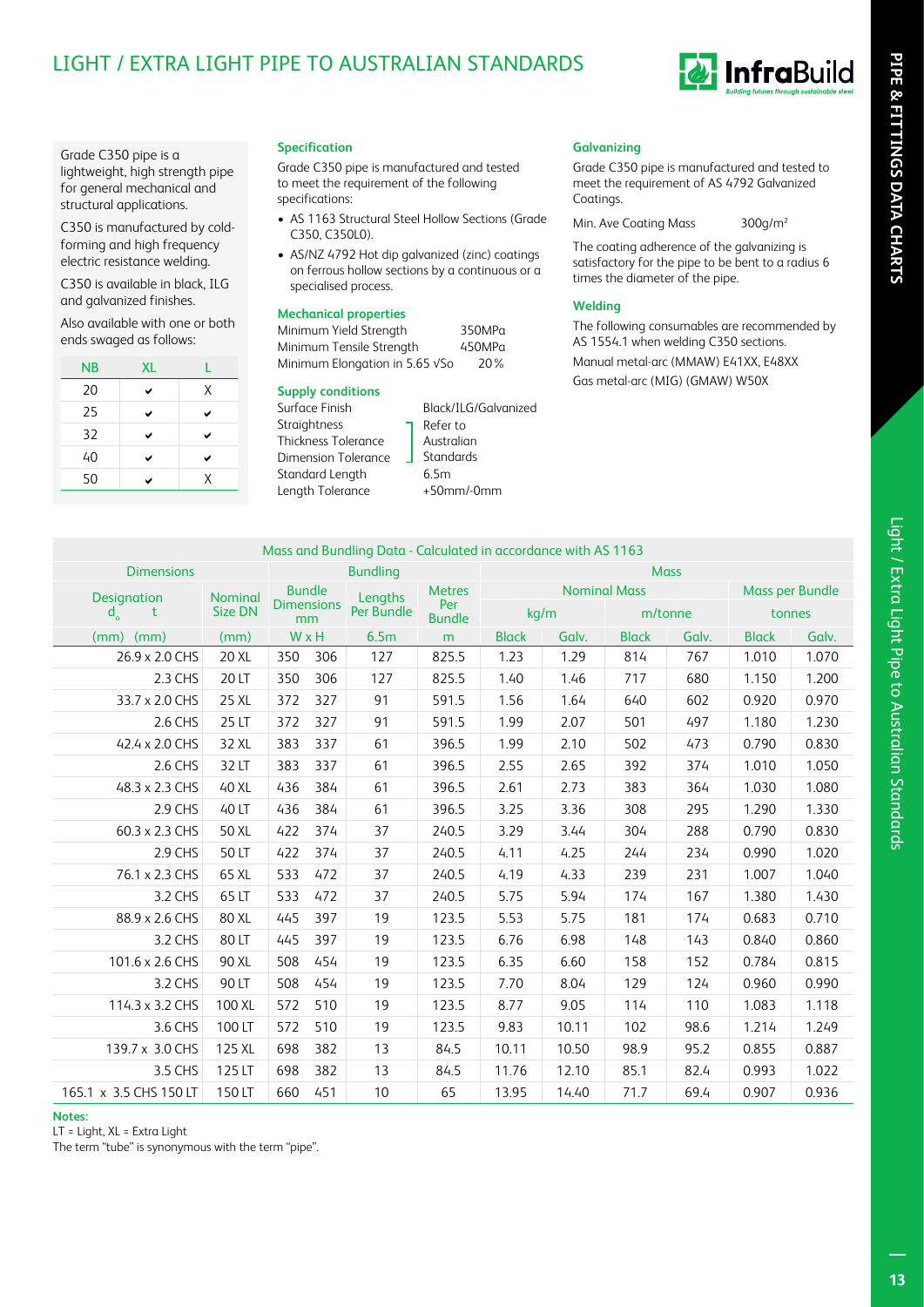# LIGHT / EXTRA LIGHT PIPE TO AUSTRALIAN STANDARDS

Grade C350 pipe is a lightweight, high strength pipe for general mechanical and structural applications.

C350 is manufactured by cold-forming and high frequency electric resistance welding.

C350 is available in black, ILG and galvanized finishes.

Also available with one or both ends swaged as follows:

| NB | XL | L |
|---|---|---|
| 20 | ✔ | X |
| 25 | ✔ | ✔ |
| 32 | ✔ | ✔ |
| 40 | ✔ | ✔ |
| 50 | ✔ | X |

### Specification

Grade C350 pipe is manufactured and tested to meet the requirement of the following specifications:

- AS 1163 Structural Steel Hollow Sections (Grade C350, C350L0).
- AS/NZ 4792 Hot dip galvanized (zinc) coatings on ferrous hollow sections by a continuous or a specialised process.

### Mechanical properties

| | |
|---|---|
| Minimum Yield Strength | 350MPa |
| Minimum Tensile Strength | 450MPa |
| Minimum Elongation in 5.65 √So | 20% |

### Supply conditions

| | |
|---|---|
| Surface Finish | Black/ILG/Galvanized |
| Straightness | Refer to Australian Standards |
| Thickness Tolerance | |
| Dimension Tolerance | |
| Standard Length | 6.5m |
| Length Tolerance | +50mm/-0mm |

### Galvanizing

Grade C350 pipe is manufactured and tested to meet the requirement of AS 4792 Galvanized Coatings.

Min. Ave Coating Mass 300g/m²

The coating adherence of the galvanizing is satisfactory for the pipe to be bent to a radius 6 times the diameter of the pipe.

### Welding

The following consumables are recommended by AS 1554.1 when welding C350 sections.

Manual metal-arc (MMAW) E41XX, E48XX

Gas metal-arc (MIG) (GMAW) W50X

**Mass and Bundling Data - Calculated in accordance with AS 1163**

| Dimensions | | Bundling | | | | Mass | | | | | |
|---|---|---|---|---|---|---|---|---|---|---|---|
| Designation $d_o$ t | Nominal Size DN | Bundle Dimensions mm | | Lengths Per Bundle | Metres Per Bundle | Nominal Mass | | | | Mass per Bundle | |
| | | | | | | kg/m | | m/tonne | | tonnes | |
| (mm) (mm) | (mm) | W | H | 6.5m | m | Black | Galv. | Black | Galv. | Black | Galv. |
| 26.9 x 2.0 CHS | 20 XL | 350 | 306 | 127 | 825.5 | 1.23 | 1.29 | 814 | 767 | 1.010 | 1.070 |
| 2.3 CHS | 20 LT | 350 | 306 | 127 | 825.5 | 1.40 | 1.46 | 717 | 680 | 1.150 | 1.200 |
| 33.7 x 2.0 CHS | 25 XL | 372 | 327 | 91 | 591.5 | 1.56 | 1.64 | 640 | 602 | 0.920 | 0.970 |
| 2.6 CHS | 25 LT | 372 | 327 | 91 | 591.5 | 1.99 | 2.07 | 501 | 497 | 1.180 | 1.230 |
| 42.4 x 2.0 CHS | 32 XL | 383 | 337 | 61 | 396.5 | 1.99 | 2.10 | 502 | 473 | 0.790 | 0.830 |
| 2.6 CHS | 32 LT | 383 | 337 | 61 | 396.5 | 2.55 | 2.65 | 392 | 374 | 1.010 | 1.050 |
| 48.3 x 2.3 CHS | 40 XL | 436 | 384 | 61 | 396.5 | 2.61 | 2.73 | 383 | 364 | 1.030 | 1.080 |
| 2.9 CHS | 40 LT | 436 | 384 | 61 | 396.5 | 3.25 | 3.36 | 308 | 295 | 1.290 | 1.330 |
| 60.3 x 2.3 CHS | 50 XL | 422 | 374 | 37 | 240.5 | 3.29 | 3.44 | 304 | 288 | 0.790 | 0.830 |
| 2.9 CHS | 50 LT | 422 | 374 | 37 | 240.5 | 4.11 | 4.25 | 244 | 234 | 0.990 | 1.020 |
| 76.1 x 2.3 CHS | 65 XL | 533 | 472 | 37 | 240.5 | 4.19 | 4.33 | 239 | 231 | 1.007 | 1.040 |
| 3.2 CHS | 65 LT | 533 | 472 | 37 | 240.5 | 5.75 | 5.94 | 174 | 167 | 1.380 | 1.430 |
| 88.9 x 2.6 CHS | 80 XL | 445 | 397 | 19 | 123.5 | 5.53 | 5.75 | 181 | 174 | 0.683 | 0.710 |
| 3.2 CHS | 80 LT | 445 | 397 | 19 | 123.5 | 6.76 | 6.98 | 148 | 143 | 0.840 | 0.860 |
| 101.6 x 2.6 CHS | 90 XL | 508 | 454 | 19 | 123.5 | 6.35 | 6.60 | 158 | 152 | 0.784 | 0.815 |
| 3.2 CHS | 90 LT | 508 | 454 | 19 | 123.5 | 7.70 | 8.04 | 129 | 124 | 0.960 | 0.990 |
| 114.3 x 3.2 CHS | 100 XL | 572 | 510 | 19 | 123.5 | 8.77 | 9.05 | 114 | 110 | 1.083 | 1.118 |
| 3.6 CHS | 100 LT | 572 | 510 | 19 | 123.5 | 9.83 | 10.11 | 102 | 98.6 | 1.214 | 1.249 |
| 139.7 x 3.0 CHS | 125 XL | 698 | 382 | 13 | 84.5 | 10.11 | 10.50 | 98.9 | 95.2 | 0.855 | 0.887 |
| 3.5 CHS | 125 LT | 698 | 382 | 13 | 84.5 | 11.76 | 12.10 | 85.1 | 82.4 | 0.993 | 1.022 |
| 165.1 x 3.5 CHS 150 LT | 150 LT | 660 | 451 | 10 | 65 | 13.95 | 14.40 | 71.7 | 69.4 | 0.907 | 0.936 |

**Notes:**

LT = Light, XL = Extra Light

The term "tube" is synonymous with the term "pipe".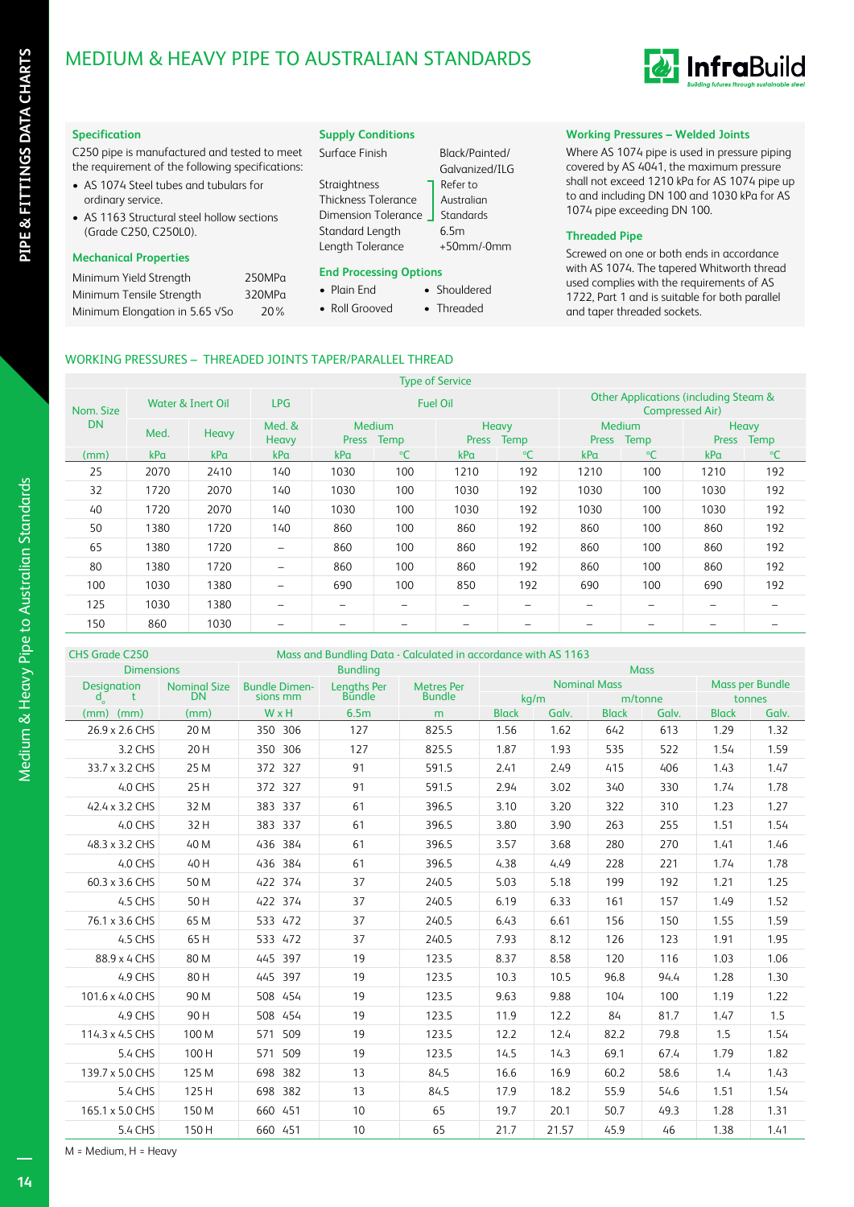# MEDIUM & HEAVY PIPE TO AUSTRALIAN STANDARDS

### Specification

C250 pipe is manufactured and tested to meet the requirement of the following specifications:

- AS 1074 Steel tubes and tubulars for ordinary service.
- AS 1163 Structural steel hollow sections (Grade C250, C250L0).

### Mechanical Properties

| | |
|---|---|
| Minimum Yield Strength | 250MPa |
| Minimum Tensile Strength | 320MPa |
| Minimum Elongation in 5.65 √So | 20% |

### Supply Conditions

| | |
|---|---|
| Surface Finish | Black/Painted/Galvanized/ILG |
| Straightness | Refer to Australian Standards |
| Thickness Tolerance | Refer to Australian Standards |
| Dimension Tolerance | Refer to Australian Standards |
| Standard Length | 6.5m |
| Length Tolerance | +50mm/-0mm |

### End Processing Options

- Plain End
- Roll Grooved
- Shouldered
- Threaded

### Working Pressures – Welded Joints

Where AS 1074 pipe is used in pressure piping covered by AS 4041, the maximum pressure shall not exceed 1210 kPa for AS 1074 pipe up to and including DN 100 and 1030 kPa for AS 1074 pipe exceeding DN 100.

### Threaded Pipe

Screwed on one or both ends in accordance with AS 1074. The tapered Whitworth thread used complies with the requirements of AS 1722, Part 1 and is suitable for both parallel and taper threaded sockets.

## WORKING PRESSURES – THREADED JOINTS TAPER/PARALLEL THREAD

| Nom. Size DN | Type of Service: Water & Inert Oil | | LPG | Fuel Oil | | | | Other Applications (including Steam & Compressed Air) | | | |
|---|---|---|---|---|---|---|---|---|---|---|---|
| | Med. | Heavy | Med. & Heavy | Medium Press | Medium Temp | Heavy Press | Heavy Temp | Medium Press | Medium Temp | Heavy Press | Heavy Temp |
| (mm) | kPa | kPa | kPa | kPa | °C | kPa | °C | kPa | °C | kPa | °C |
| 25 | 2070 | 2410 | 140 | 1030 | 100 | 1210 | 192 | 1210 | 100 | 1210 | 192 |
| 32 | 1720 | 2070 | 140 | 1030 | 100 | 1030 | 192 | 1030 | 100 | 1030 | 192 |
| 40 | 1720 | 2070 | 140 | 1030 | 100 | 1030 | 192 | 1030 | 100 | 1030 | 192 |
| 50 | 1380 | 1720 | 140 | 860 | 100 | 860 | 192 | 860 | 100 | 860 | 192 |
| 65 | 1380 | 1720 | – | 860 | 100 | 860 | 192 | 860 | 100 | 860 | 192 |
| 80 | 1380 | 1720 | – | 860 | 100 | 860 | 192 | 860 | 100 | 860 | 192 |
| 100 | 1030 | 1380 | – | 690 | 100 | 850 | 192 | 690 | 100 | 690 | 192 |
| 125 | 1030 | 1380 | – | – | – | – | – | – | – | – | – |
| 150 | 860 | 1030 | – | – | – | – | – | – | – | – | – |

## CHS Grade C250 — Mass and Bundling Data - Calculated in accordance with AS 1163

| Dimensions: Designation $d_o$ t | Nominal Size DN | Bundling: Bundle Dimensions mm | Lengths Per Bundle | Metres Per Bundle | Nominal Mass kg/m Black | kg/m Galv. | m/tonne Black | m/tonne Galv. | Mass per Bundle tonnes Black | tonnes Galv. |
|---|---|---|---|---|---|---|---|---|---|---|
| (mm) (mm) | (mm) | W x H | 6.5m | m | | | | | | |
| 26.9 x 2.6 CHS | 20 M | 350 306 | 127 | 825.5 | 1.56 | 1.62 | 642 | 613 | 1.29 | 1.32 |
| 3.2 CHS | 20 H | 350 306 | 127 | 825.5 | 1.87 | 1.93 | 535 | 522 | 1.54 | 1.59 |
| 33.7 x 3.2 CHS | 25 M | 372 327 | 91 | 591.5 | 2.41 | 2.49 | 415 | 406 | 1.43 | 1.47 |
| 4.0 CHS | 25 H | 372 327 | 91 | 591.5 | 2.94 | 3.02 | 340 | 330 | 1.74 | 1.78 |
| 42.4 x 3.2 CHS | 32 M | 383 337 | 61 | 396.5 | 3.10 | 3.20 | 322 | 310 | 1.23 | 1.27 |
| 4.0 CHS | 32 H | 383 337 | 61 | 396.5 | 3.80 | 3.90 | 263 | 255 | 1.51 | 1.54 |
| 48.3 x 3.2 CHS | 40 M | 436 384 | 61 | 396.5 | 3.57 | 3.68 | 280 | 270 | 1.41 | 1.46 |
| 4.0 CHS | 40 H | 436 384 | 61 | 396.5 | 4.38 | 4.49 | 228 | 221 | 1.74 | 1.78 |
| 60.3 x 3.6 CHS | 50 M | 422 374 | 37 | 240.5 | 5.03 | 5.18 | 199 | 192 | 1.21 | 1.25 |
| 4.5 CHS | 50 H | 422 374 | 37 | 240.5 | 6.19 | 6.33 | 161 | 157 | 1.49 | 1.52 |
| 76.1 x 3.6 CHS | 65 M | 533 472 | 37 | 240.5 | 6.43 | 6.61 | 156 | 150 | 1.55 | 1.59 |
| 4.5 CHS | 65 H | 533 472 | 37 | 240.5 | 7.93 | 8.12 | 126 | 123 | 1.91 | 1.95 |
| 88.9 x 4 CHS | 80 M | 445 397 | 19 | 123.5 | 8.37 | 8.58 | 120 | 116 | 1.03 | 1.06 |
| 4.9 CHS | 80 H | 445 397 | 19 | 123.5 | 10.3 | 10.5 | 96.8 | 94.4 | 1.28 | 1.30 |
| 101.6 x 4.0 CHS | 90 M | 508 454 | 19 | 123.5 | 9.63 | 9.88 | 104 | 100 | 1.19 | 1.22 |
| 4.9 CHS | 90 H | 508 454 | 19 | 123.5 | 11.9 | 12.2 | 84 | 81.7 | 1.47 | 1.5 |
| 114.3 x 4.5 CHS | 100 M | 571 509 | 19 | 123.5 | 12.2 | 12.4 | 82.2 | 79.8 | 1.5 | 1.54 |
| 5.4 CHS | 100 H | 571 509 | 19 | 123.5 | 14.5 | 14.3 | 69.1 | 67.4 | 1.79 | 1.82 |
| 139.7 x 5.0 CHS | 125 M | 698 382 | 13 | 84.5 | 16.6 | 16.9 | 60.2 | 58.6 | 1.4 | 1.43 |
| 5.4 CHS | 125 H | 698 382 | 13 | 84.5 | 17.9 | 18.2 | 55.9 | 54.6 | 1.51 | 1.54 |
| 165.1 x 5.0 CHS | 150 M | 660 451 | 10 | 65 | 19.7 | 20.1 | 50.7 | 49.3 | 1.28 | 1.31 |
| 5.4 CHS | 150 H | 660 451 | 10 | 65 | 21.7 | 21.57 | 45.9 | 46 | 1.38 | 1.41 |

M = Medium, H = Heavy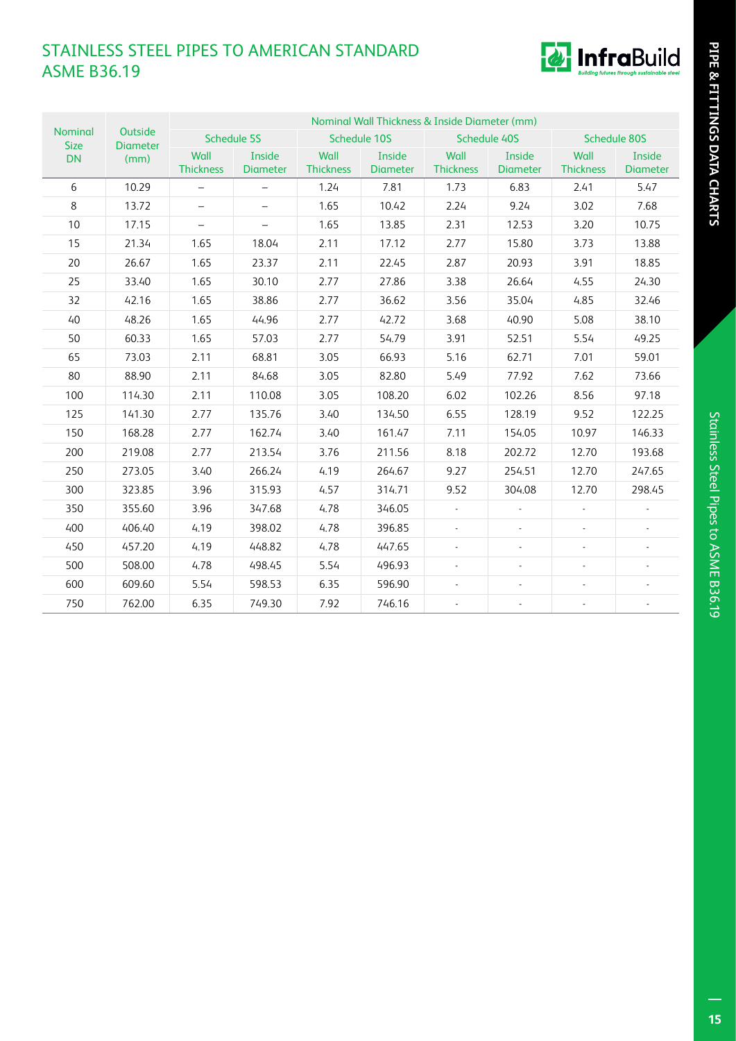# STAINLESS STEEL PIPES TO AMERICAN STANDARD ASME B36.19

| Nominal Size DN | Outside Diameter (mm) | Nominal Wall Thickness & Inside Diameter (mm) | | | | | | | |
|---|---|---|---|---|---|---|---|---|---|
| | | Schedule 5S | | Schedule 10S | | Schedule 40S | | Schedule 80S | |
| | | Wall Thickness | Inside Diameter | Wall Thickness | Inside Diameter | Wall Thickness | Inside Diameter | Wall Thickness | Inside Diameter |
| 6 | 10.29 | – | – | 1.24 | 7.81 | 1.73 | 6.83 | 2.41 | 5.47 |
| 8 | 13.72 | – | – | 1.65 | 10.42 | 2.24 | 9.24 | 3.02 | 7.68 |
| 10 | 17.15 | – | – | 1.65 | 13.85 | 2.31 | 12.53 | 3.20 | 10.75 |
| 15 | 21.34 | 1.65 | 18.04 | 2.11 | 17.12 | 2.77 | 15.80 | 3.73 | 13.88 |
| 20 | 26.67 | 1.65 | 23.37 | 2.11 | 22.45 | 2.87 | 20.93 | 3.91 | 18.85 |
| 25 | 33.40 | 1.65 | 30.10 | 2.77 | 27.86 | 3.38 | 26.64 | 4.55 | 24.30 |
| 32 | 42.16 | 1.65 | 38.86 | 2.77 | 36.62 | 3.56 | 35.04 | 4.85 | 32.46 |
| 40 | 48.26 | 1.65 | 44.96 | 2.77 | 42.72 | 3.68 | 40.90 | 5.08 | 38.10 |
| 50 | 60.33 | 1.65 | 57.03 | 2.77 | 54.79 | 3.91 | 52.51 | 5.54 | 49.25 |
| 65 | 73.03 | 2.11 | 68.81 | 3.05 | 66.93 | 5.16 | 62.71 | 7.01 | 59.01 |
| 80 | 88.90 | 2.11 | 84.68 | 3.05 | 82.80 | 5.49 | 77.92 | 7.62 | 73.66 |
| 100 | 114.30 | 2.11 | 110.08 | 3.05 | 108.20 | 6.02 | 102.26 | 8.56 | 97.18 |
| 125 | 141.30 | 2.77 | 135.76 | 3.40 | 134.50 | 6.55 | 128.19 | 9.52 | 122.25 |
| 150 | 168.28 | 2.77 | 162.74 | 3.40 | 161.47 | 7.11 | 154.05 | 10.97 | 146.33 |
| 200 | 219.08 | 2.77 | 213.54 | 3.76 | 211.56 | 8.18 | 202.72 | 12.70 | 193.68 |
| 250 | 273.05 | 3.40 | 266.24 | 4.19 | 264.67 | 9.27 | 254.51 | 12.70 | 247.65 |
| 300 | 323.85 | 3.96 | 315.93 | 4.57 | 314.71 | 9.52 | 304.08 | 12.70 | 298.45 |
| 350 | 355.60 | 3.96 | 347.68 | 4.78 | 346.05 | - | - | - | - |
| 400 | 406.40 | 4.19 | 398.02 | 4.78 | 396.85 | - | - | - | - |
| 450 | 457.20 | 4.19 | 448.82 | 4.78 | 447.65 | - | - | - | - |
| 500 | 508.00 | 4.78 | 498.45 | 5.54 | 496.93 | - | - | - | - |
| 600 | 609.60 | 5.54 | 598.53 | 6.35 | 596.90 | - | - | - | - |
| 750 | 762.00 | 6.35 | 749.30 | 7.92 | 746.16 | - | - | - | - |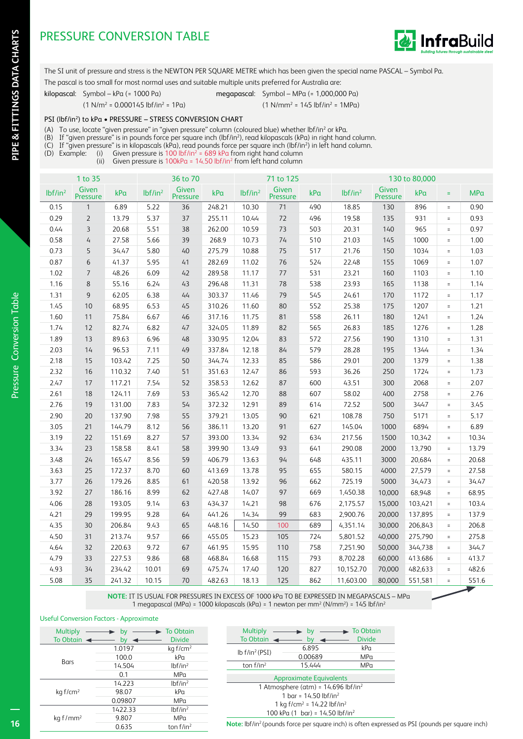# PRESSURE CONVERSION TABLE

The SI unit of pressure and stress is the NEWTON PER SQUARE METRE which has been given the special name PASCAL – Symbol Pa.

The pascal is too small for most normal uses and suitable multiple units preferred for Australia are:

**kilopascal:** Symbol – kPa (= 1000 Pa) (1 N/m² = 0.000145 lbf/in² = 1Pa)

**megapascal:** Symbol – MPa (= 1,000,000 Pa) (1 N/mm² = 145 lbf/in² = 1MPa)

PSI (lbf/in²) to kPa • PRESSURE – STRESS CONVERSION CHART

(A) To use, locate "given pressure" in "given pressure" column (coloured blue) whether lbf/in² or kPa.
(B) If "given pressure" is in pounds force per square inch (lbf/in²), read kilopascals (kPa) in right hand column.
(C) If "given pressure" is in kilopascals (kPa), read pounds force per square inch (lbf/in²) in left hand column.
(D) Example: (i) Given pressure is 100 lbf/in² = 689 kPa from right hand column
(ii) Given pressure is 100kPa = 14.50 lbf/in² from left hand column

| 1 to 35 | | | 36 to 70 | | | 71 to 125 | | | 130 to 80,000 | | | | |
|---|---|---|---|---|---|---|---|---|---|---|---|---|---|
| lbf/in² | Given Pressure | kPa | lbf/in² | Given Pressure | kPa | lbf/in² | Given Pressure | kPa | lbf/in² | Given Pressure | kPa | = | MPa |
| 0.15 | 1 | 6.89 | 5.22 | 36 | 248.21 | 10.30 | 71 | 490 | 18.85 | 130 | 896 | = | 0.90 |
| 0.29 | 2 | 13.79 | 5.37 | 37 | 255.11 | 10.44 | 72 | 496 | 19.58 | 135 | 931 | = | 0.93 |
| 0.44 | 3 | 20.68 | 5.51 | 38 | 262.00 | 10.59 | 73 | 503 | 20.31 | 140 | 965 | = | 0.97 |
| 0.58 | 4 | 27.58 | 5.66 | 39 | 268.9 | 10.73 | 74 | 510 | 21.03 | 145 | 1000 | = | 1.00 |
| 0.73 | 5 | 34.47 | 5.80 | 40 | 275.79 | 10.88 | 75 | 517 | 21.76 | 150 | 1034 | = | 1.03 |
| 0.87 | 6 | 41.37 | 5.95 | 41 | 282.69 | 11.02 | 76 | 524 | 22.48 | 155 | 1069 | = | 1.07 |
| 1.02 | 7 | 48.26 | 6.09 | 42 | 289.58 | 11.17 | 77 | 531 | 23.21 | 160 | 1103 | = | 1.10 |
| 1.16 | 8 | 55.16 | 6.24 | 43 | 296.48 | 11.31 | 78 | 538 | 23.93 | 165 | 1138 | = | 1.14 |
| 1.31 | 9 | 62.05 | 6.38 | 44 | 303.37 | 11.46 | 79 | 545 | 24.61 | 170 | 1172 | = | 1.17 |
| 1.45 | 10 | 68.95 | 6.53 | 45 | 310.26 | 11.60 | 80 | 552 | 25.38 | 175 | 1207 | = | 1.21 |
| 1.60 | 11 | 75.84 | 6.67 | 46 | 317.16 | 11.75 | 81 | 558 | 26.11 | 180 | 1241 | = | 1.24 |
| 1.74 | 12 | 82.74 | 6.82 | 47 | 324.05 | 11.89 | 82 | 565 | 26.83 | 185 | 1276 | = | 1.28 |
| 1.89 | 13 | 89.63 | 6.96 | 48 | 330.95 | 12.04 | 83 | 572 | 27.56 | 190 | 1310 | = | 1.31 |
| 2.03 | 14 | 96.53 | 7.11 | 49 | 337.84 | 12.18 | 84 | 579 | 28.28 | 195 | 1344 | = | 1.34 |
| 2.18 | 15 | 103.42 | 7.25 | 50 | 344.74 | 12.33 | 85 | 586 | 29.01 | 200 | 1379 | = | 1.38 |
| 2.32 | 16 | 110.32 | 7.40 | 51 | 351.63 | 12.47 | 86 | 593 | 36.26 | 250 | 1724 | = | 1.73 |
| 2.47 | 17 | 117.21 | 7.54 | 52 | 358.53 | 12.62 | 87 | 600 | 43.51 | 300 | 2068 | = | 2.07 |
| 2.61 | 18 | 124.11 | 7.69 | 53 | 365.42 | 12.70 | 88 | 607 | 58.02 | 400 | 2758 | = | 2.76 |
| 2.76 | 19 | 131.00 | 7.83 | 54 | 372.32 | 12.91 | 89 | 614 | 72.52 | 500 | 3447 | = | 3.45 |
| 2.90 | 20 | 137.90 | 7.98 | 55 | 379.21 | 13.05 | 90 | 621 | 108.78 | 750 | 5171 | = | 5.17 |
| 3.05 | 21 | 144.79 | 8.12 | 56 | 386.11 | 13.20 | 91 | 627 | 145.04 | 1000 | 6894 | = | 6.89 |
| 3.19 | 22 | 151.69 | 8.27 | 57 | 393.00 | 13.34 | 92 | 634 | 217.56 | 1500 | 10,342 | = | 10.34 |
| 3.34 | 23 | 158.58 | 8.41 | 58 | 399.90 | 13.49 | 93 | 641 | 290.08 | 2000 | 13,790 | = | 13.79 |
| 3.48 | 24 | 165.47 | 8.56 | 59 | 406.79 | 13.63 | 94 | 648 | 435.11 | 3000 | 20,684 | = | 20.68 |
| 3.63 | 25 | 172.37 | 8.70 | 60 | 413.69 | 13.78 | 95 | 655 | 580.15 | 4000 | 27,579 | = | 27.58 |
| 3.77 | 26 | 179.26 | 8.85 | 61 | 420.58 | 13.92 | 96 | 662 | 725.19 | 5000 | 34,473 | = | 34.47 |
| 3.92 | 27 | 186.16 | 8.99 | 62 | 427.48 | 14.07 | 97 | 669 | 1,450.38 | 10,000 | 68,948 | = | 68.95 |
| 4.06 | 28 | 193.05 | 9.14 | 63 | 434.37 | 14.21 | 98 | 676 | 2,175.57 | 15,000 | 103,421 | = | 103.4 |
| 4.21 | 29 | 199.95 | 9.28 | 64 | 441.26 | 14.34 | 99 | 683 | 2,900.76 | 20,000 | 137,895 | = | 137.9 |
| 4.35 | 30 | 206.84 | 9.43 | 65 | 448.16 | 14.50 | 100 | 689 | 4,351.14 | 30,000 | 206,843 | = | 206.8 |
| 4.50 | 31 | 213.74 | 9.57 | 66 | 455.05 | 15.23 | 105 | 724 | 5,801.52 | 40,000 | 275,790 | = | 275.8 |
| 4.64 | 32 | 220.63 | 9.72 | 67 | 461.95 | 15.95 | 110 | 758 | 7,251.90 | 50,000 | 344,738 | = | 344.7 |
| 4.79 | 33 | 227.53 | 9.86 | 68 | 468.84 | 16.68 | 115 | 793 | 8,702.28 | 60,000 | 413,686 | = | 413.7 |
| 4.93 | 34 | 234.42 | 10.01 | 69 | 475.74 | 17.40 | 120 | 827 | 10,152.70 | 70,000 | 482,633 | = | 482.6 |
| 5.08 | 35 | 241.32 | 10.15 | 70 | 482.63 | 18.13 | 125 | 862 | 11,603.00 | 80,000 | 551,581 | = | 551.6 |

**NOTE:** IT IS USUAL FOR PRESSURES IN EXCESS OF 1000 kPa TO BE EXPRESSED IN MEGAPASCALS – MPa
1 megapascal (MPa) = 1000 kilopascals (kPa) = 1 newton per mm² (N/mm²) = 145 lbf/in²

Useful Conversion Factors - Approximate

| Multiply → / To Obtain ← | by → / by ← | To Obtain / Divide |
|---|---|---|
| Bars | 1.0197 | kg f/cm² |
| | 100.0 | kPa |
| | 14.504 | lbf/in² |
| | 0.1 | MPa |
| kg f/cm² | 14.223 | lbf/in² |
| | 98.07 | kPa |
| | 0.09807 | MPa |
| kg f/mm² | 1422.33 | lbf/in² |
| | 9.807 | MPa |
| | 0.635 | ton f/in² |

| Multiply → / To Obtain ← | by → / by ← | To Obtain / Divide |
|---|---|---|
| lb f/in² (PSI) | 6.895 | kPa |
| | 0.00689 | MPa |
| ton f/in² | 15.444 | MPa |

Approximate Equivalents

1 Atmosphere (atm) = 14.696 lbf/in²
1 bar = 14.50 lbf/in²
1 kg f/cm² = 14.22 lbf/in²
100 kPa (1 bar) = 14.50 lbf/in²

**Note:** lbf/in² (pounds force per square inch) is often expressed as PSI (pounds per square inch)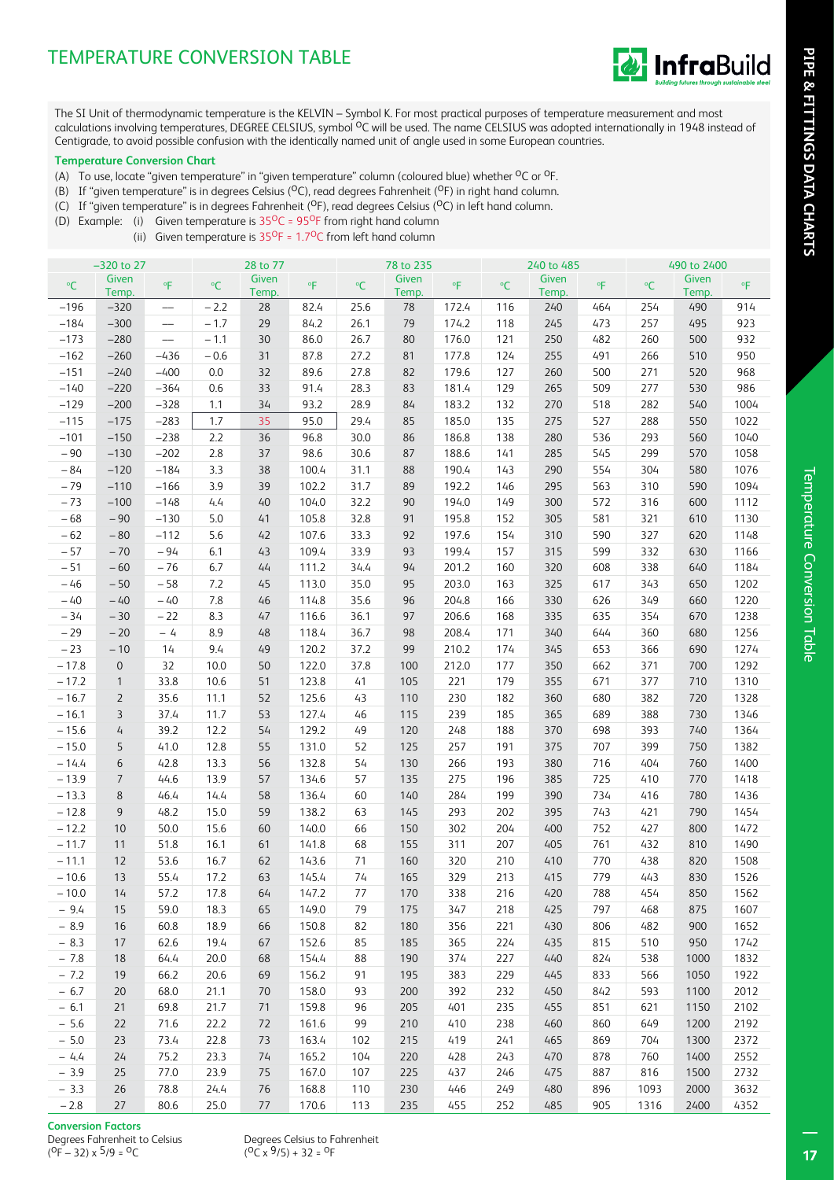# TEMPERATURE CONVERSION TABLE

The SI Unit of thermodynamic temperature is the KELVIN – Symbol K. For most practical purposes of temperature measurement and most calculations involving temperatures, DEGREE CELSIUS, symbol $^{O}$C will be used. The name CELSIUS was adopted internationally in 1948 instead of Centigrade, to avoid possible confusion with the identically named unit of angle used in some European countries.

**Temperature Conversion Chart**

(A) To use, locate "given temperature" in "given temperature" column (coloured blue) whether $^{O}$C or $^{O}$F.

(B) If "given temperature" is in degrees Celsius ($^{O}$C), read degrees Fahrenheit ($^{O}$F) in right hand column.

(C) If "given temperature" is in degrees Fahrenheit ($^{O}$F), read degrees Celsius ($^{O}$C) in left hand column.

(D) Example: (i) Given temperature is 35$^{O}$C = 95$^{O}$F from right hand column

(ii) Given temperature is 35$^{O}$F = 1.7$^{O}$C from left hand column

| −320 to 27 | | | 28 to 77 | | | 78 to 235 | | | 240 to 485 | | | 490 to 2400 | | |
|---|---|---|---|---|---|---|---|---|---|---|---|---|---|---|
| °C | Given Temp. | °F | °C | Given Temp. | °F | °C | Given Temp. | °F | °C | Given Temp. | °F | °C | Given Temp. | °F |
| −196 | −320 | — | −2.2 | 28 | 82.4 | 25.6 | 78 | 172.4 | 116 | 240 | 464 | 254 | 490 | 914 |
| −184 | −300 | — | −1.7 | 29 | 84.2 | 26.1 | 79 | 174.2 | 118 | 245 | 473 | 257 | 495 | 923 |
| −173 | −280 | — | −1.1 | 30 | 86.0 | 26.7 | 80 | 176.0 | 121 | 250 | 482 | 260 | 500 | 932 |
| −162 | −260 | −436 | −0.6 | 31 | 87.8 | 27.2 | 81 | 177.8 | 124 | 255 | 491 | 266 | 510 | 950 |
| −151 | −240 | −400 | 0.0 | 32 | 89.6 | 27.8 | 82 | 179.6 | 127 | 260 | 500 | 271 | 520 | 968 |
| −140 | −220 | −364 | 0.6 | 33 | 91.4 | 28.3 | 83 | 181.4 | 129 | 265 | 509 | 277 | 530 | 986 |
| −129 | −200 | −328 | 1.1 | 34 | 93.2 | 28.9 | 84 | 183.2 | 132 | 270 | 518 | 282 | 540 | 1004 |
| −115 | −175 | −283 | 1.7 | 35 | 95.0 | 29.4 | 85 | 185.0 | 135 | 275 | 527 | 288 | 550 | 1022 |
| −101 | −150 | −238 | 2.2 | 36 | 96.8 | 30.0 | 86 | 186.8 | 138 | 280 | 536 | 293 | 560 | 1040 |
| −90 | −130 | −202 | 2.8 | 37 | 98.6 | 30.6 | 87 | 188.6 | 141 | 285 | 545 | 299 | 570 | 1058 |
| −84 | −120 | −184 | 3.3 | 38 | 100.4 | 31.1 | 88 | 190.4 | 143 | 290 | 554 | 304 | 580 | 1076 |
| −79 | −110 | −166 | 3.9 | 39 | 102.2 | 31.7 | 89 | 192.2 | 146 | 295 | 563 | 310 | 590 | 1094 |
| −73 | −100 | −148 | 4.4 | 40 | 104.0 | 32.2 | 90 | 194.0 | 149 | 300 | 572 | 316 | 600 | 1112 |
| −68 | −90 | −130 | 5.0 | 41 | 105.8 | 32.8 | 91 | 195.8 | 152 | 305 | 581 | 321 | 610 | 1130 |
| −62 | −80 | −112 | 5.6 | 42 | 107.6 | 33.3 | 92 | 197.6 | 154 | 310 | 590 | 327 | 620 | 1148 |
| −57 | −70 | −94 | 6.1 | 43 | 109.4 | 33.9 | 93 | 199.4 | 157 | 315 | 599 | 332 | 630 | 1166 |
| −51 | −60 | −76 | 6.7 | 44 | 111.2 | 34.4 | 94 | 201.2 | 160 | 320 | 608 | 338 | 640 | 1184 |
| −46 | −50 | −58 | 7.2 | 45 | 113.0 | 35.0 | 95 | 203.0 | 163 | 325 | 617 | 343 | 650 | 1202 |
| −40 | −40 | −40 | 7.8 | 46 | 114.8 | 35.6 | 96 | 204.8 | 166 | 330 | 626 | 349 | 660 | 1220 |
| −34 | −30 | −22 | 8.3 | 47 | 116.6 | 36.1 | 97 | 206.6 | 168 | 335 | 635 | 354 | 670 | 1238 |
| −29 | −20 | −4 | 8.9 | 48 | 118.4 | 36.7 | 98 | 208.4 | 171 | 340 | 644 | 360 | 680 | 1256 |
| −23 | −10 | 14 | 9.4 | 49 | 120.2 | 37.2 | 99 | 210.2 | 174 | 345 | 653 | 366 | 690 | 1274 |
| −17.8 | 0 | 32 | 10.0 | 50 | 122.0 | 37.8 | 100 | 212.0 | 177 | 350 | 662 | 371 | 700 | 1292 |
| −17.2 | 1 | 33.8 | 10.6 | 51 | 123.8 | 41 | 105 | 221 | 179 | 355 | 671 | 377 | 710 | 1310 |
| −16.7 | 2 | 35.6 | 11.1 | 52 | 125.6 | 43 | 110 | 230 | 182 | 360 | 680 | 382 | 720 | 1328 |
| −16.1 | 3 | 37.4 | 11.7 | 53 | 127.4 | 46 | 115 | 239 | 185 | 365 | 689 | 388 | 730 | 1346 |
| −15.6 | 4 | 39.2 | 12.2 | 54 | 129.2 | 49 | 120 | 248 | 188 | 370 | 698 | 393 | 740 | 1364 |
| −15.0 | 5 | 41.0 | 12.8 | 55 | 131.0 | 52 | 125 | 257 | 191 | 375 | 707 | 399 | 750 | 1382 |
| −14.4 | 6 | 42.8 | 13.3 | 56 | 132.8 | 54 | 130 | 266 | 193 | 380 | 716 | 404 | 760 | 1400 |
| −13.9 | 7 | 44.6 | 13.9 | 57 | 134.6 | 57 | 135 | 275 | 196 | 385 | 725 | 410 | 770 | 1418 |
| −13.3 | 8 | 46.4 | 14.4 | 58 | 136.4 | 60 | 140 | 284 | 199 | 390 | 734 | 416 | 780 | 1436 |
| −12.8 | 9 | 48.2 | 15.0 | 59 | 138.2 | 63 | 145 | 293 | 202 | 395 | 743 | 421 | 790 | 1454 |
| −12.2 | 10 | 50.0 | 15.6 | 60 | 140.0 | 66 | 150 | 302 | 204 | 400 | 752 | 427 | 800 | 1472 |
| −11.7 | 11 | 51.8 | 16.1 | 61 | 141.8 | 68 | 155 | 311 | 207 | 405 | 761 | 432 | 810 | 1490 |
| −11.1 | 12 | 53.6 | 16.7 | 62 | 143.6 | 71 | 160 | 320 | 210 | 410 | 770 | 438 | 820 | 1508 |
| −10.6 | 13 | 55.4 | 17.2 | 63 | 145.4 | 74 | 165 | 329 | 213 | 415 | 779 | 443 | 830 | 1526 |
| −10.0 | 14 | 57.2 | 17.8 | 64 | 147.2 | 77 | 170 | 338 | 216 | 420 | 788 | 454 | 850 | 1562 |
| −9.4 | 15 | 59.0 | 18.3 | 65 | 149.0 | 79 | 175 | 347 | 218 | 425 | 797 | 468 | 875 | 1607 |
| −8.9 | 16 | 60.8 | 18.9 | 66 | 150.8 | 82 | 180 | 356 | 221 | 430 | 806 | 482 | 900 | 1652 |
| −8.3 | 17 | 62.6 | 19.4 | 67 | 152.6 | 85 | 185 | 365 | 224 | 435 | 815 | 510 | 950 | 1742 |
| −7.8 | 18 | 64.4 | 20.0 | 68 | 154.4 | 88 | 190 | 374 | 227 | 440 | 824 | 538 | 1000 | 1832 |
| −7.2 | 19 | 66.2 | 20.6 | 69 | 156.2 | 91 | 195 | 383 | 229 | 445 | 833 | 566 | 1050 | 1922 |
| −6.7 | 20 | 68.0 | 21.1 | 70 | 158.0 | 93 | 200 | 392 | 232 | 450 | 842 | 593 | 1100 | 2012 |
| −6.1 | 21 | 69.8 | 21.7 | 71 | 159.8 | 96 | 205 | 401 | 235 | 455 | 851 | 621 | 1150 | 2102 |
| −5.6 | 22 | 71.6 | 22.2 | 72 | 161.6 | 99 | 210 | 410 | 238 | 460 | 860 | 649 | 1200 | 2192 |
| −5.0 | 23 | 73.4 | 22.8 | 73 | 163.4 | 102 | 215 | 419 | 241 | 465 | 869 | 704 | 1300 | 2372 |
| −4.4 | 24 | 75.2 | 23.3 | 74 | 165.2 | 104 | 220 | 428 | 243 | 470 | 878 | 760 | 1400 | 2552 |
| −3.9 | 25 | 77.0 | 23.9 | 75 | 167.0 | 107 | 225 | 437 | 246 | 475 | 887 | 816 | 1500 | 2732 |
| −3.3 | 26 | 78.8 | 24.4 | 76 | 168.8 | 110 | 230 | 446 | 249 | 480 | 896 | 1093 | 2000 | 3632 |
| −2.8 | 27 | 80.6 | 25.0 | 77 | 170.6 | 113 | 235 | 455 | 252 | 485 | 905 | 1316 | 2400 | 4352 |

**Conversion Factors**

Degrees Fahrenheit to Celsius

$(^{O}F - 32) \times 5/9 = {^{O}C}$

Degrees Celsius to Fahrenheit

$(^{O}C \times 9/5) + 32 = {^{O}F}$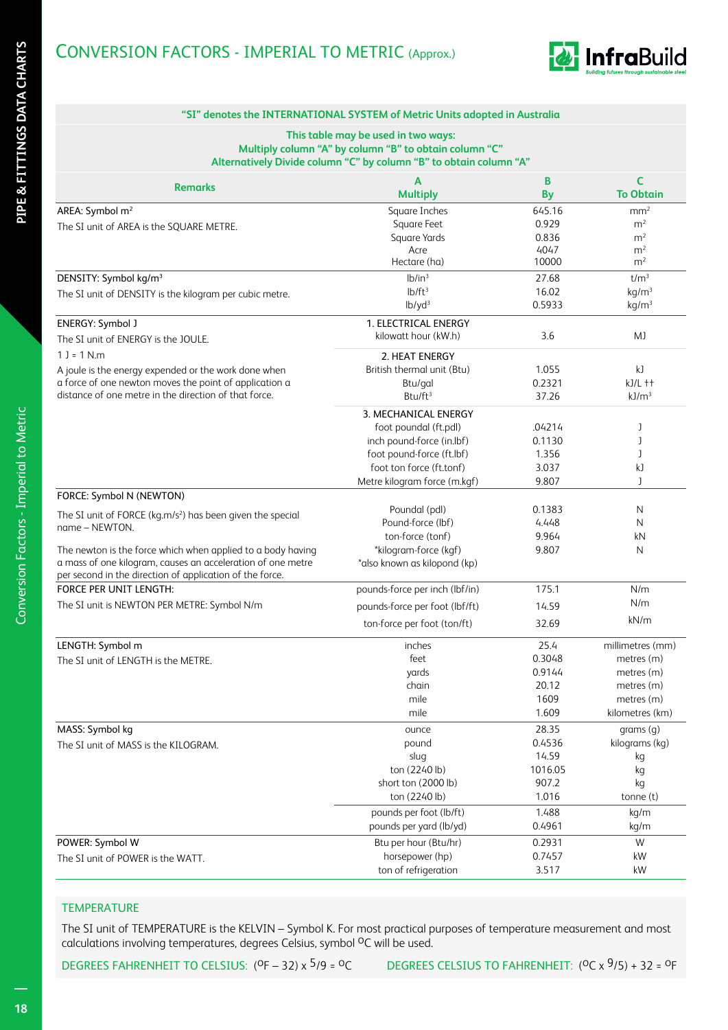# CONVERSION FACTORS - IMPERIAL TO METRIC (Approx.)

**"SI" denotes the INTERNATIONAL SYSTEM of Metric Units adopted in Australia**

**This table may be used in two ways:**
**Multiply column "A" by column "B" to obtain column "C"**
**Alternatively Divide column "C" by column "B" to obtain column "A"**

| Remarks | A Multiply | B By | C To Obtain |
|---|---|---|---|
| AREA: Symbol $m^2$ | Square Inches | 645.16 | $mm^2$ |
| The SI unit of AREA is the SQUARE METRE. | Square Feet | 0.929 | $m^2$ |
| | Square Yards | 0.836 | $m^2$ |
| | Acre | 4047 | $m^2$ |
| | Hectare (ha) | 10000 | $m^2$ |
| DENSITY: Symbol $kg/m^3$ | $lb/in^3$ | 27.68 | $t/m^3$ |
| The SI unit of DENSITY is the kilogram per cubic metre. | $lb/ft^3$ | 16.02 | $kg/m^3$ |
| | $lb/yd^3$ | 0.5933 | $kg/m^3$ |
| ENERGY: Symbol J | 1. ELECTRICAL ENERGY | | |
| The SI unit of ENERGY is the JOULE. | kilowatt hour (kW.h) | 3.6 | MJ |
| 1 J = 1 N.m | 2. HEAT ENERGY | | |
| A joule is the energy expended or the work done when a force of one newton moves the point of application a distance of one metre in the direction of that force. | British thermal unit (Btu) | 1.055 | kJ |
| | Btu/gal | 0.2321 | kJ/L †† |
| | $Btu/ft^3$ | 37.26 | $kJ/m^3$ |
| | 3. MECHANICAL ENERGY | | |
| | foot poundal (ft.pdl) | .04214 | J |
| | inch pound-force (in.lbf) | 0.1130 | J |
| | foot pound-force (ft.lbf) | 1.356 | J |
| | foot ton force (ft.tonf) | 3.037 | kJ |
| | Metre kilogram force (m.kgf) | 9.807 | J |
| FORCE: Symbol N (NEWTON) | | | |
| The SI unit of FORCE ($kg.m/s^2$) has been given the special name – NEWTON. | Poundal (pdl) | 0.1383 | N |
| | Pound-force (lbf) | 4.448 | N |
| | ton-force (tonf) | 9.964 | kN |
| The newton is the force which when applied to a body having a mass of one kilogram, causes an acceleration of one metre per second in the direction of application of the force. | *kilogram-force (kgf) | 9.807 | N |
| | *also known as kilopond (kp) | | |
| FORCE PER UNIT LENGTH: | pounds-force per inch (lbf/in) | 175.1 | N/m |
| The SI unit is NEWTON PER METRE: Symbol N/m | pounds-force per foot (lbf/ft) | 14.59 | N/m |
| | ton-force per foot (ton/ft) | 32.69 | kN/m |
| LENGTH: Symbol m | inches | 25.4 | millimetres (mm) |
| The SI unit of LENGTH is the METRE. | feet | 0.3048 | metres (m) |
| | yards | 0.9144 | metres (m) |
| | chain | 20.12 | metres (m) |
| | mile | 1609 | metres (m) |
| | mile | 1.609 | kilometres (km) |
| MASS: Symbol kg | ounce | 28.35 | grams (g) |
| The SI unit of MASS is the KILOGRAM. | pound | 0.4536 | kilograms (kg) |
| | slug | 14.59 | kg |
| | ton (2240 lb) | 1016.05 | kg |
| | short ton (2000 lb) | 907.2 | kg |
| | ton (2240 lb) | 1.016 | tonne (t) |
| | pounds per foot (lb/ft) | 1.488 | kg/m |
| | pounds per yard (lb/yd) | 0.4961 | kg/m |
| POWER: Symbol W | Btu per hour (Btu/hr) | 0.2931 | W |
| The SI unit of POWER is the WATT. | horsepower (hp) | 0.7457 | kW |
| | ton of refrigeration | 3.517 | kW |

## TEMPERATURE

The SI unit of TEMPERATURE is the KELVIN – Symbol K. For most practical purposes of temperature measurement and most calculations involving temperatures, degrees Celsius, symbol °C will be used.

DEGREES FAHRENHEIT TO CELSIUS: $(^{o}F - 32) \times 5/9 = {}^{o}C$

DEGREES CELSIUS TO FAHRENHEIT: $(^{o}C \times 9/5) + 32 = {}^{o}F$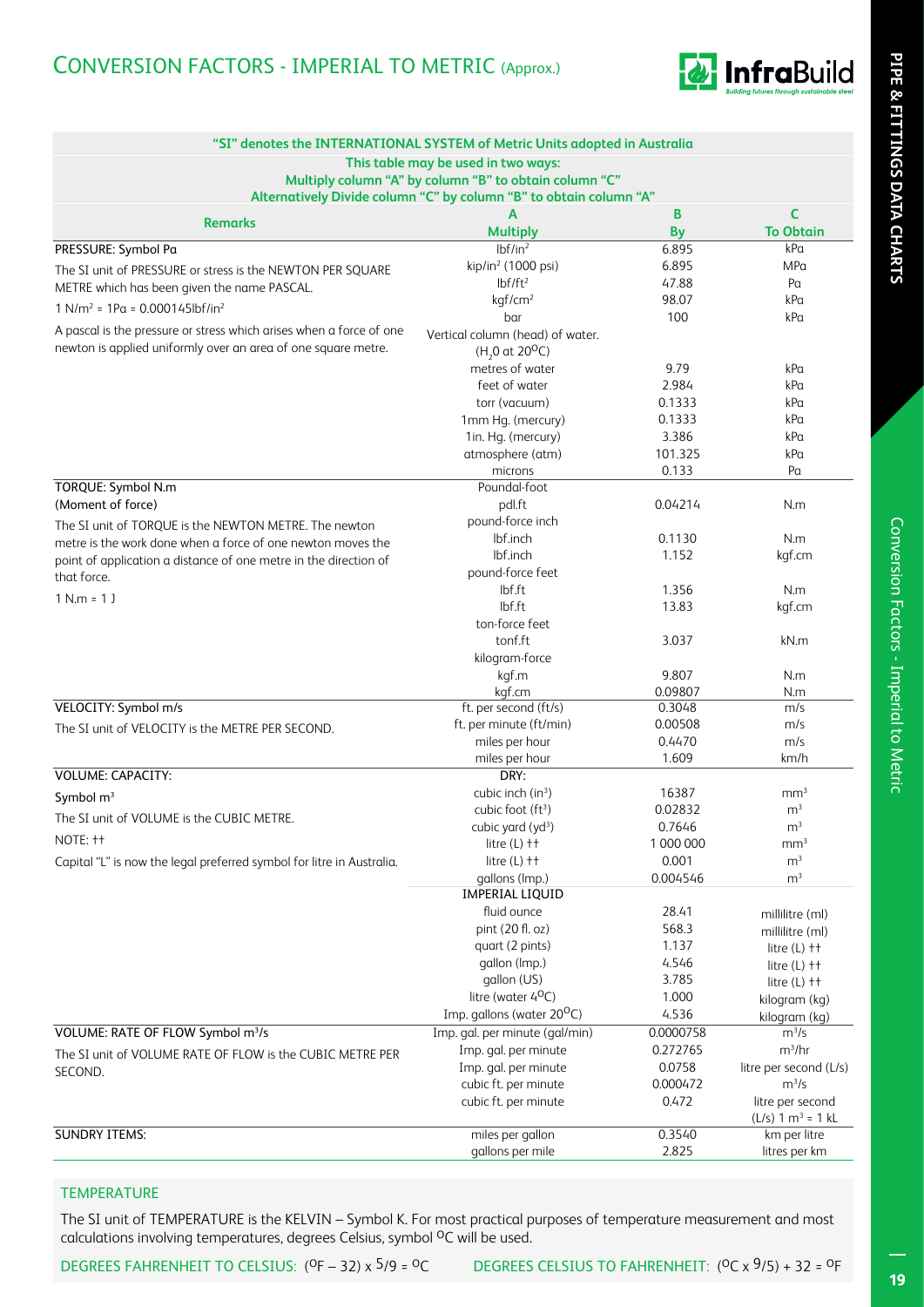# CONVERSION FACTORS - IMPERIAL TO METRIC (Approx.)

**"SI" denotes the INTERNATIONAL SYSTEM of Metric Units adopted in Australia**

**This table may be used in two ways:**
**Multiply column "A" by column "B" to obtain column "C"**
**Alternatively Divide column "C" by column "B" to obtain column "A"**

| Remarks | A<br>Multiply | B<br>By | C<br>To Obtain |
|---|---|---|---|
| PRESSURE: Symbol Pa | lbf/in² | 6.895 | kPa |
| The SI unit of PRESSURE or stress is the NEWTON PER SQUARE METRE which has been given the name PASCAL. | kip/in² (1000 psi) | 6.895 | MPa |
| | lbf/ft² | 47.88 | Pa |
| 1 N/m² = 1Pa = 0.000145lbf/in² | kgf/cm² | 98.07 | kPa |
| A pascal is the pressure or stress which arises when a force of one newton is applied uniformly over an area of one square metre. | bar | 100 | kPa |
| | Vertical column (head) of water. ($H_2O$ at 20°C) | | |
| | metres of water | 9.79 | kPa |
| | feet of water | 2.984 | kPa |
| | torr (vacuum) | 0.1333 | kPa |
| | 1mm Hg. (mercury) | 0.1333 | kPa |
| | 1in. Hg. (mercury) | 3.386 | kPa |
| | atmosphere (atm) | 101.325 | kPa |
| | microns | 0.133 | Pa |
| TORQUE: Symbol N.m (Moment of force) | Poundal-foot | | |
| | pdl.ft | 0.04214 | N.m |
| The SI unit of TORQUE is the NEWTON METRE. The newton metre is the work done when a force of one newton moves the point of application a distance of one metre in the direction of that force. | pound-force inch | | |
| | lbf.inch | 0.1130 | N.m |
| | lbf.inch | 1.152 | kgf.cm |
| | pound-force feet | | |
| 1 N.m = 1 J | lbf.ft | 1.356 | N.m |
| | lbf.ft | 13.83 | kgf.cm |
| | ton-force feet | | |
| | tonf.ft | 3.037 | kN.m |
| | kilogram-force | | |
| | kgf.m | 9.807 | N.m |
| | kgf.cm | 0.09807 | N.m |
| VELOCITY: Symbol m/s | ft. per second (ft/s) | 0.3048 | m/s |
| The SI unit of VELOCITY is the METRE PER SECOND. | ft. per minute (ft/min) | 0.00508 | m/s |
| | miles per hour | 0.4470 | m/s |
| | miles per hour | 1.609 | km/h |
| VOLUME: CAPACITY: | DRY: | | |
| Symbol m³ | cubic inch (in³) | 16387 | mm³ |
| The SI unit of VOLUME is the CUBIC METRE. | cubic foot (ft³) | 0.02832 | m³ |
| | cubic yard (yd³) | 0.7646 | m³ |
| NOTE: †† | litre (L) †† | 1 000 000 | mm³ |
| Capital "L" is now the legal preferred symbol for litre in Australia. | litre (L) †† | 0.001 | m³ |
| | gallons (Imp.) | 0.004546 | m³ |
| | IMPERIAL LIQUID | | |
| | fluid ounce | 28.41 | millilitre (ml) |
| | pint (20 fl. oz) | 568.3 | millilitre (ml) |
| | quart (2 pints) | 1.137 | litre (L) †† |
| | gallon (Imp.) | 4.546 | litre (L) †† |
| | gallon (US) | 3.785 | litre (L) †† |
| | litre (water 4°C) | 1.000 | kilogram (kg) |
| | Imp. gallons (water 20°C) | 4.536 | kilogram (kg) |
| VOLUME: RATE OF FLOW Symbol m³/s | Imp. gal. per minute (gal/min) | 0.0000758 | m³/s |
| The SI unit of VOLUME RATE OF FLOW is the CUBIC METRE PER SECOND. | Imp. gal. per minute | 0.272765 | m³/hr |
| | Imp. gal. per minute | 0.0758 | litre per second (L/s) |
| | cubic ft. per minute | 0.000472 | m³/s |
| | cubic ft. per minute | 0.472 | litre per second (L/s) 1 m³ = 1 kL |
| SUNDRY ITEMS: | miles per gallon | 0.3540 | km per litre |
| | gallons per mile | 2.825 | litres per km |

## TEMPERATURE

The SI unit of TEMPERATURE is the KELVIN – Symbol K. For most practical purposes of temperature measurement and most calculations involving temperatures, degrees Celsius, symbol °C will be used.

DEGREES FAHRENHEIT TO CELSIUS: (°F – 32) x 5/9 = °C

DEGREES CELSIUS TO FAHRENHEIT: (°C x 9/5) + 32 = °F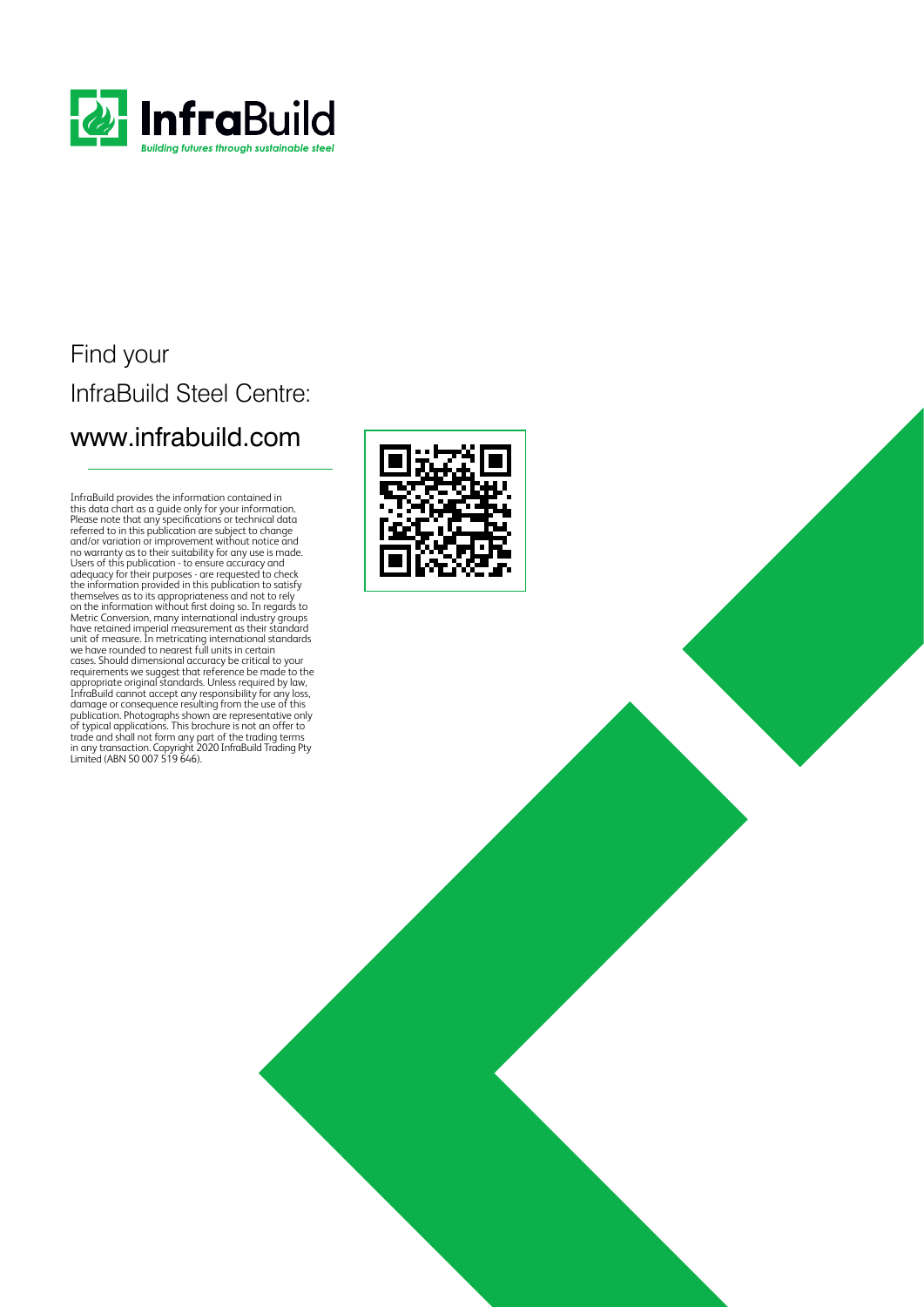**InfraBuild**

*Building futures through sustainable steel*

Find your

InfraBuild Steel Centre:

www.infrabuild.com

InfraBuild provides the information contained in this data chart as a guide only for your information. Please note that any specifications or technical data referred to in this publication are subject to change and/or variation or improvement without notice and no warranty as to their suitability for any use is made. Users of this publication - to ensure accuracy and adequacy for their purposes - are requested to check the information provided in this publication to satisfy themselves as to its appropriateness and not to rely on the information without first doing so. In regards to Metric Conversion, many international industry groups have retained imperial measurement as their standard unit of measure. In metricating international standards we have rounded to nearest full units in certain cases. Should dimensional accuracy be critical to your requirements we suggest that reference be made to the appropriate original standards. Unless required by law, InfraBuild cannot accept any responsibility for any loss, damage or consequence resulting from the use of this publication. Photographs shown are representative only of typical applications. This brochure is not an offer to trade and shall not form any part of the trading terms in any transaction. Copyright 2020 InfraBuild Trading Pty Limited (ABN 50 007 519 646).